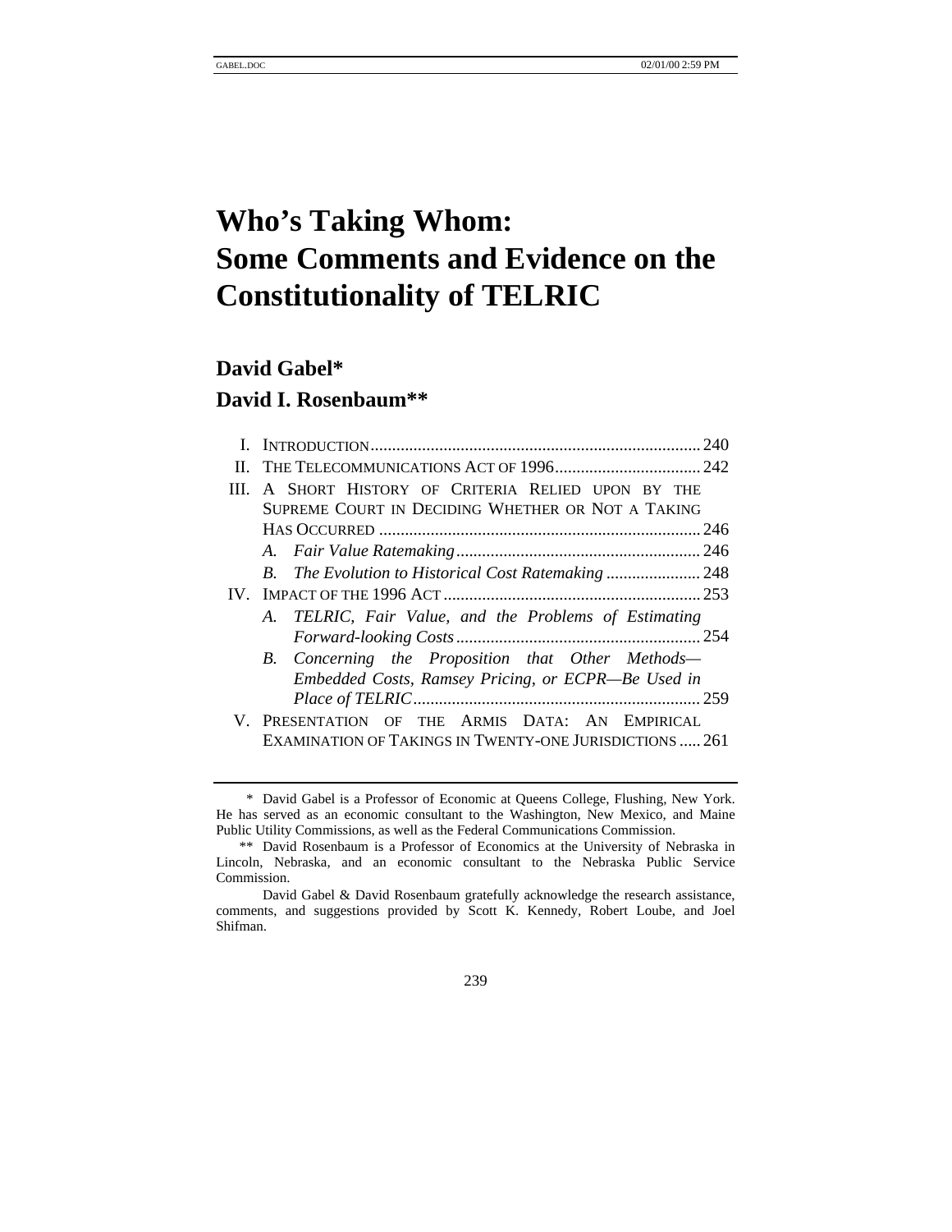# Who's Taking Whom: Some Comments and Evidence on the Constitutionality of TELRIC

**David Gabel***

**David I. Rosenbaum****

I. INTRODUCTION ........ 240
II. THE TELECOMMUNICATIONS ACT OF 1996 ........ 242
III. A SHORT HISTORY OF CRITERIA RELIED UPON BY THE SUPREME COURT IN DECIDING WHETHER OR NOT A TAKING HAS OCCURRED ........ 246
   *A. Fair Value Ratemaking* ........ 246
   *B. The Evolution to Historical Cost Ratemaking* ........ 248
IV. IMPACT OF THE 1996 ACT ........ 253
   *A. TELRIC, Fair Value, and the Problems of Estimating Forward-looking Costs* ........ 254
   *B. Concerning the Proposition that Other Methods—Embedded Costs, Ramsey Pricing, or ECPR—Be Used in Place of TELRIC* ........ 259
V. PRESENTATION OF THE ARMIS DATA: AN EMPIRICAL EXAMINATION OF TAKINGS IN TWENTY-ONE JURISDICTIONS ........ 261

---

\* David Gabel is a Professor of Economic at Queens College, Flushing, New York. He has served as an economic consultant to the Washington, New Mexico, and Maine Public Utility Commissions, as well as the Federal Communications Commission.

\*\* David Rosenbaum is a Professor of Economics at the University of Nebraska in Lincoln, Nebraska, and an economic consultant to the Nebraska Public Service Commission.

David Gabel & David Rosenbaum gratefully acknowledge the research assistance, comments, and suggestions provided by Scott K. Kennedy, Robert Loube, and Joel Shifman.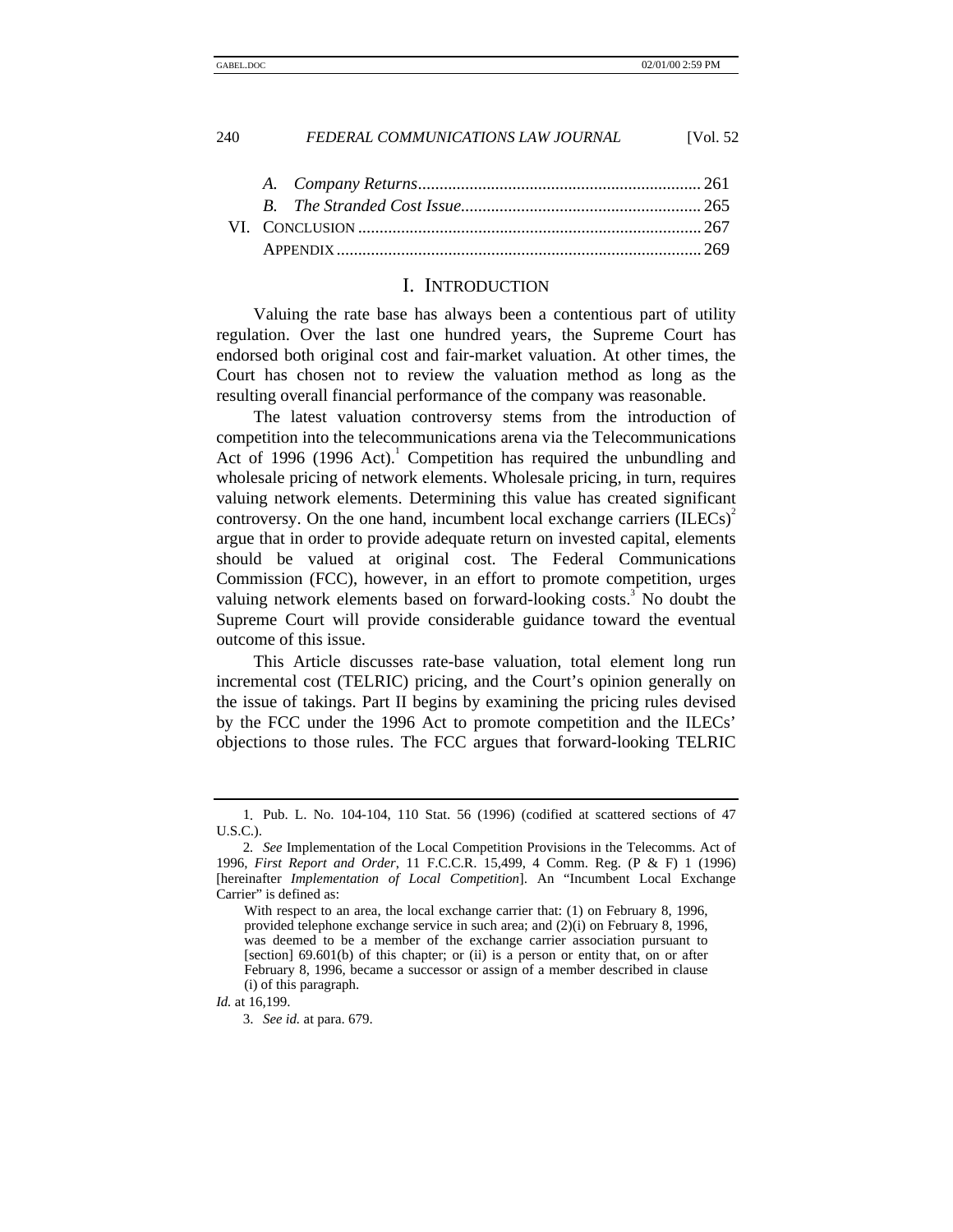A. *Company Returns* .................................................................. 261
B. *The Stranded Cost Issue* ........................................................ 265
VI. CONCLUSION ................................................................................ 267
APPENDIX ..................................................................................... 269

# I. INTRODUCTION

Valuing the rate base has always been a contentious part of utility regulation. Over the last one hundred years, the Supreme Court has endorsed both original cost and fair-market valuation. At other times, the Court has chosen not to review the valuation method as long as the resulting overall financial performance of the company was reasonable.

The latest valuation controversy stems from the introduction of competition into the telecommunications arena via the Telecommunications Act of 1996 (1996 Act).[1] Competition has required the unbundling and wholesale pricing of network elements. Wholesale pricing, in turn, requires valuing network elements. Determining this value has created significant controversy. On the one hand, incumbent local exchange carriers (ILECs)[2] argue that in order to provide adequate return on invested capital, elements should be valued at original cost. The Federal Communications Commission (FCC), however, in an effort to promote competition, urges valuing network elements based on forward-looking costs.[3] No doubt the Supreme Court will provide considerable guidance toward the eventual outcome of this issue.

This Article discusses rate-base valuation, total element long run incremental cost (TELRIC) pricing, and the Court's opinion generally on the issue of takings. Part II begins by examining the pricing rules devised by the FCC under the 1996 Act to promote competition and the ILECs' objections to those rules. The FCC argues that forward-looking TELRIC

---

1. Pub. L. No. 104-104, 110 Stat. 56 (1996) (codified at scattered sections of 47 U.S.C.).

2. *See* Implementation of the Local Competition Provisions in the Telecomms. Act of 1996, *First Report and Order*, 11 F.C.C.R. 15,499, 4 Comm. Reg. (P & F) 1 (1996) [hereinafter *Implementation of Local Competition*]. An "Incumbent Local Exchange Carrier" is defined as:

> With respect to an area, the local exchange carrier that: (1) on February 8, 1996, provided telephone exchange service in such area; and (2)(i) on February 8, 1996, was deemed to be a member of the exchange carrier association pursuant to [section] 69.601(b) of this chapter; or (ii) is a person or entity that, on or after February 8, 1996, became a successor or assign of a member described in clause (i) of this paragraph.

*Id.* at 16,199.

3. *See id.* at para. 679.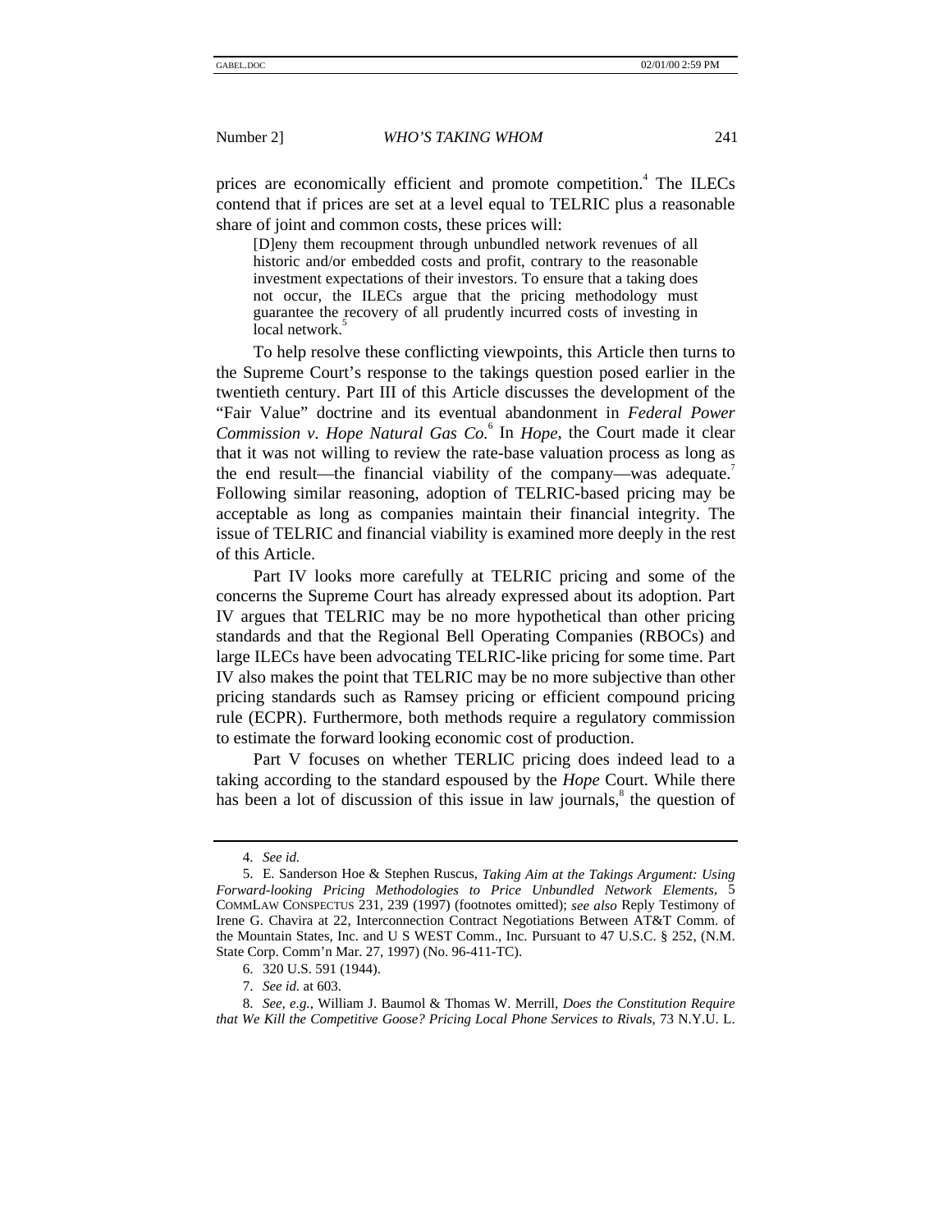prices are economically efficient and promote competition.[4] The ILECs contend that if prices are set at a level equal to TELRIC plus a reasonable share of joint and common costs, these prices will:

> [D]eny them recoupment through unbundled network revenues of all historic and/or embedded costs and profit, contrary to the reasonable investment expectations of their investors. To ensure that a taking does not occur, the ILECs argue that the pricing methodology must guarantee the recovery of all prudently incurred costs of investing in local network.[5]

To help resolve these conflicting viewpoints, this Article then turns to the Supreme Court's response to the takings question posed earlier in the twentieth century. Part III of this Article discusses the development of the "Fair Value" doctrine and its eventual abandonment in *Federal Power Commission v. Hope Natural Gas Co.*[6] In *Hope*, the Court made it clear that it was not willing to review the rate-base valuation process as long as the end result—the financial viability of the company—was adequate.[7] Following similar reasoning, adoption of TELRIC-based pricing may be acceptable as long as companies maintain their financial integrity. The issue of TELRIC and financial viability is examined more deeply in the rest of this Article.

Part IV looks more carefully at TELRIC pricing and some of the concerns the Supreme Court has already expressed about its adoption. Part IV argues that TELRIC may be no more hypothetical than other pricing standards and that the Regional Bell Operating Companies (RBOCs) and large ILECs have been advocating TELRIC-like pricing for some time. Part IV also makes the point that TELRIC may be no more subjective than other pricing standards such as Ramsey pricing or efficient compound pricing rule (ECPR). Furthermore, both methods require a regulatory commission to estimate the forward looking economic cost of production.

Part V focuses on whether TERLIC pricing does indeed lead to a taking according to the standard espoused by the *Hope* Court. While there has been a lot of discussion of this issue in law journals,[8] the question of

---

4. *See id.*

5. E. Sanderson Hoe & Stephen Ruscus, *Taking Aim at the Takings Argument: Using Forward-looking Pricing Methodologies to Price Unbundled Network Elements*, 5 COMMLAW CONSPECTUS 231, 239 (1997) (footnotes omitted); *see also* Reply Testimony of Irene G. Chavira at 22, Interconnection Contract Negotiations Between AT&T Comm. of the Mountain States, Inc. and U S WEST Comm., Inc. Pursuant to 47 U.S.C. § 252, (N.M. State Corp. Comm'n Mar. 27, 1997) (No. 96-411-TC).

6. 320 U.S. 591 (1944).

7. *See id.* at 603.

8. *See, e.g.*, William J. Baumol & Thomas W. Merrill, *Does the Constitution Require that We Kill the Competitive Goose? Pricing Local Phone Services to Rivals*, 73 N.Y.U. L.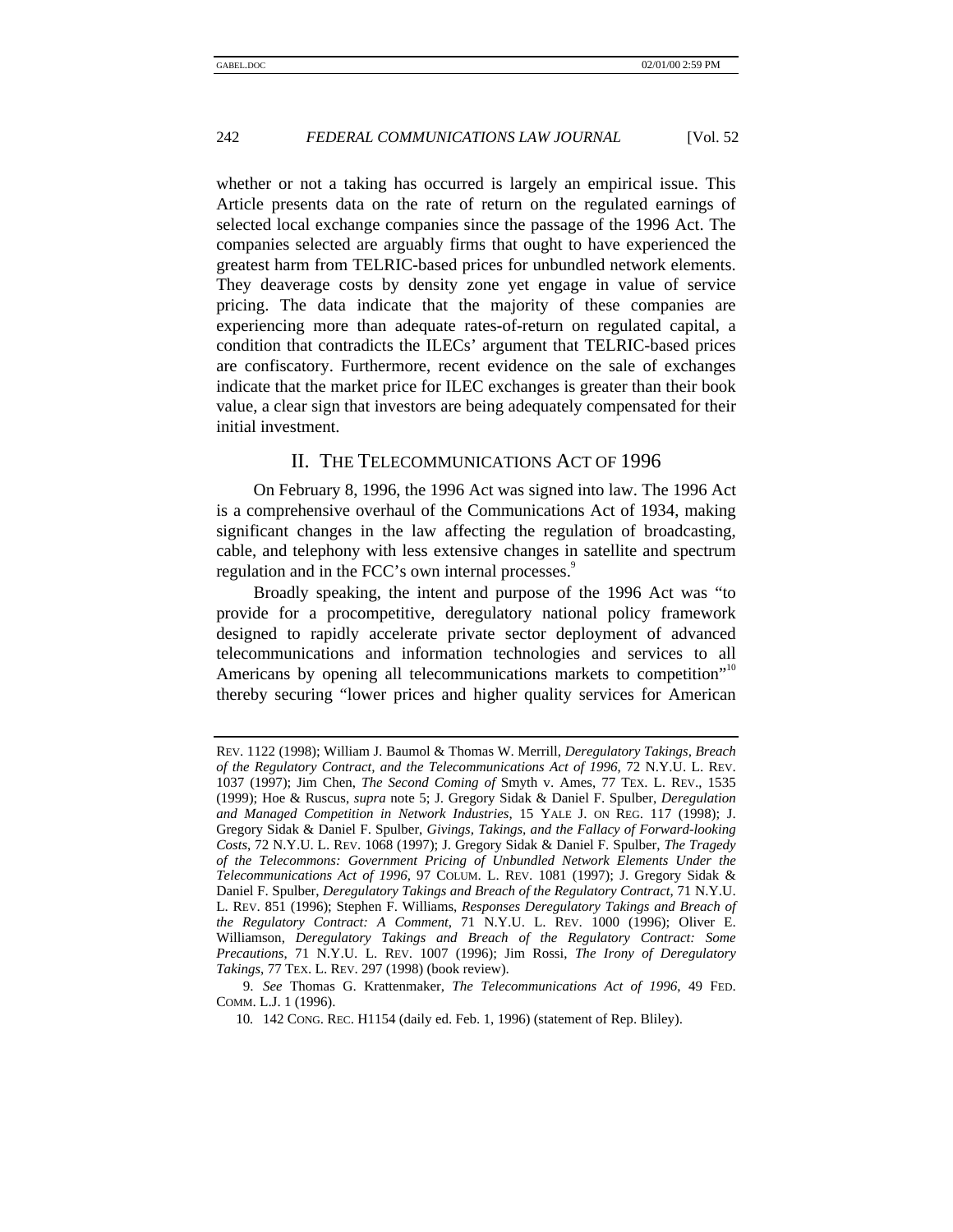whether or not a taking has occurred is largely an empirical issue. This Article presents data on the rate of return on the regulated earnings of selected local exchange companies since the passage of the 1996 Act. The companies selected are arguably firms that ought to have experienced the greatest harm from TELRIC-based prices for unbundled network elements. They deaverage costs by density zone yet engage in value of service pricing. The data indicate that the majority of these companies are experiencing more than adequate rates-of-return on regulated capital, a condition that contradicts the ILECs' argument that TELRIC-based prices are confiscatory. Furthermore, recent evidence on the sale of exchanges indicate that the market price for ILEC exchanges is greater than their book value, a clear sign that investors are being adequately compensated for their initial investment.

## II. THE TELECOMMUNICATIONS ACT OF 1996

On February 8, 1996, the 1996 Act was signed into law. The 1996 Act is a comprehensive overhaul of the Communications Act of 1934, making significant changes in the law affecting the regulation of broadcasting, cable, and telephony with less extensive changes in satellite and spectrum regulation and in the FCC's own internal processes.[9]

Broadly speaking, the intent and purpose of the 1996 Act was "to provide for a procompetitive, deregulatory national policy framework designed to rapidly accelerate private sector deployment of advanced telecommunications and information technologies and services to all Americans by opening all telecommunications markets to competition"[10] thereby securing "lower prices and higher quality services for American

---

REV. 1122 (1998); William J. Baumol & Thomas W. Merrill, *Deregulatory Takings, Breach of the Regulatory Contract, and the Telecommunications Act of 1996*, 72 N.Y.U. L. REV. 1037 (1997); Jim Chen, *The Second Coming of* Smyth v. Ames, 77 TEX. L. REV., 1535 (1999); Hoe & Ruscus, *supra* note 5; J. Gregory Sidak & Daniel F. Spulber, *Deregulation and Managed Competition in Network Industries*, 15 YALE J. ON REG. 117 (1998); J. Gregory Sidak & Daniel F. Spulber, *Givings, Takings, and the Fallacy of Forward-looking Costs*, 72 N.Y.U. L. REV. 1068 (1997); J. Gregory Sidak & Daniel F. Spulber, *The Tragedy of the Telecommons: Government Pricing of Unbundled Network Elements Under the Telecommunications Act of 1996*, 97 COLUM. L. REV. 1081 (1997); J. Gregory Sidak & Daniel F. Spulber, *Deregulatory Takings and Breach of the Regulatory Contract*, 71 N.Y.U. L. REV. 851 (1996); Stephen F. Williams, *Responses Deregulatory Takings and Breach of the Regulatory Contract: A Comment*, 71 N.Y.U. L. REV. 1000 (1996); Oliver E. Williamson, *Deregulatory Takings and Breach of the Regulatory Contract: Some Precautions*, 71 N.Y.U. L. REV. 1007 (1996); Jim Rossi, *The Irony of Deregulatory Takings*, 77 TEX. L. REV. 297 (1998) (book review).

9. *See* Thomas G. Krattenmaker, *The Telecommunications Act of 1996*, 49 FED. COMM. L.J. 1 (1996).

10. 142 CONG. REC. H1154 (daily ed. Feb. 1, 1996) (statement of Rep. Bliley).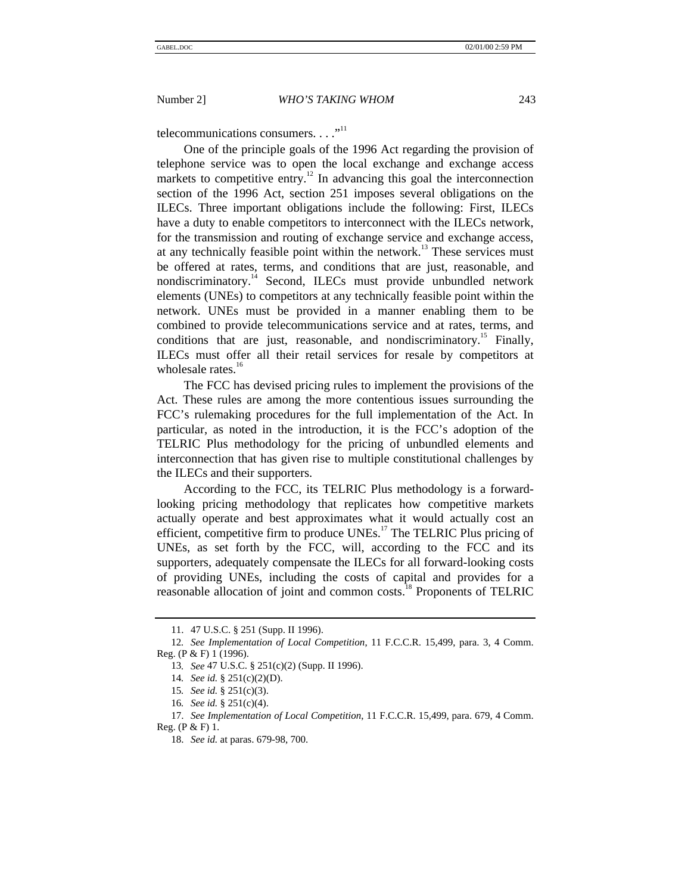telecommunications consumers. . . ."[11]

One of the principle goals of the 1996 Act regarding the provision of telephone service was to open the local exchange and exchange access markets to competitive entry.[12] In advancing this goal the interconnection section of the 1996 Act, section 251 imposes several obligations on the ILECs. Three important obligations include the following: First, ILECs have a duty to enable competitors to interconnect with the ILECs network, for the transmission and routing of exchange service and exchange access, at any technically feasible point within the network.[13] These services must be offered at rates, terms, and conditions that are just, reasonable, and nondiscriminatory.[14] Second, ILECs must provide unbundled network elements (UNEs) to competitors at any technically feasible point within the network. UNEs must be provided in a manner enabling them to be combined to provide telecommunications service and at rates, terms, and conditions that are just, reasonable, and nondiscriminatory.[15] Finally, ILECs must offer all their retail services for resale by competitors at wholesale rates.[16]

The FCC has devised pricing rules to implement the provisions of the Act. These rules are among the more contentious issues surrounding the FCC's rulemaking procedures for the full implementation of the Act. In particular, as noted in the introduction, it is the FCC's adoption of the TELRIC Plus methodology for the pricing of unbundled elements and interconnection that has given rise to multiple constitutional challenges by the ILECs and their supporters.

According to the FCC, its TELRIC Plus methodology is a forward-looking pricing methodology that replicates how competitive markets actually operate and best approximates what it would actually cost an efficient, competitive firm to produce UNEs.[17] The TELRIC Plus pricing of UNEs, as set forth by the FCC, will, according to the FCC and its supporters, adequately compensate the ILECs for all forward-looking costs of providing UNEs, including the costs of capital and provides for a reasonable allocation of joint and common costs.[18] Proponents of TELRIC

---

11. 47 U.S.C. § 251 (Supp. II 1996).

12. *See Implementation of Local Competition*, 11 F.C.C.R. 15,499, para. 3, 4 Comm. Reg. (P & F) 1 (1996).

13. *See* 47 U.S.C. § 251(c)(2) (Supp. II 1996).

14. *See id.* § 251(c)(2)(D).

15. *See id.* § 251(c)(3).

16. *See id.* § 251(c)(4).

17. *See Implementation of Local Competition*, 11 F.C.C.R. 15,499, para. 679, 4 Comm. Reg. (P & F) 1.

18. *See id.* at paras. 679-98, 700.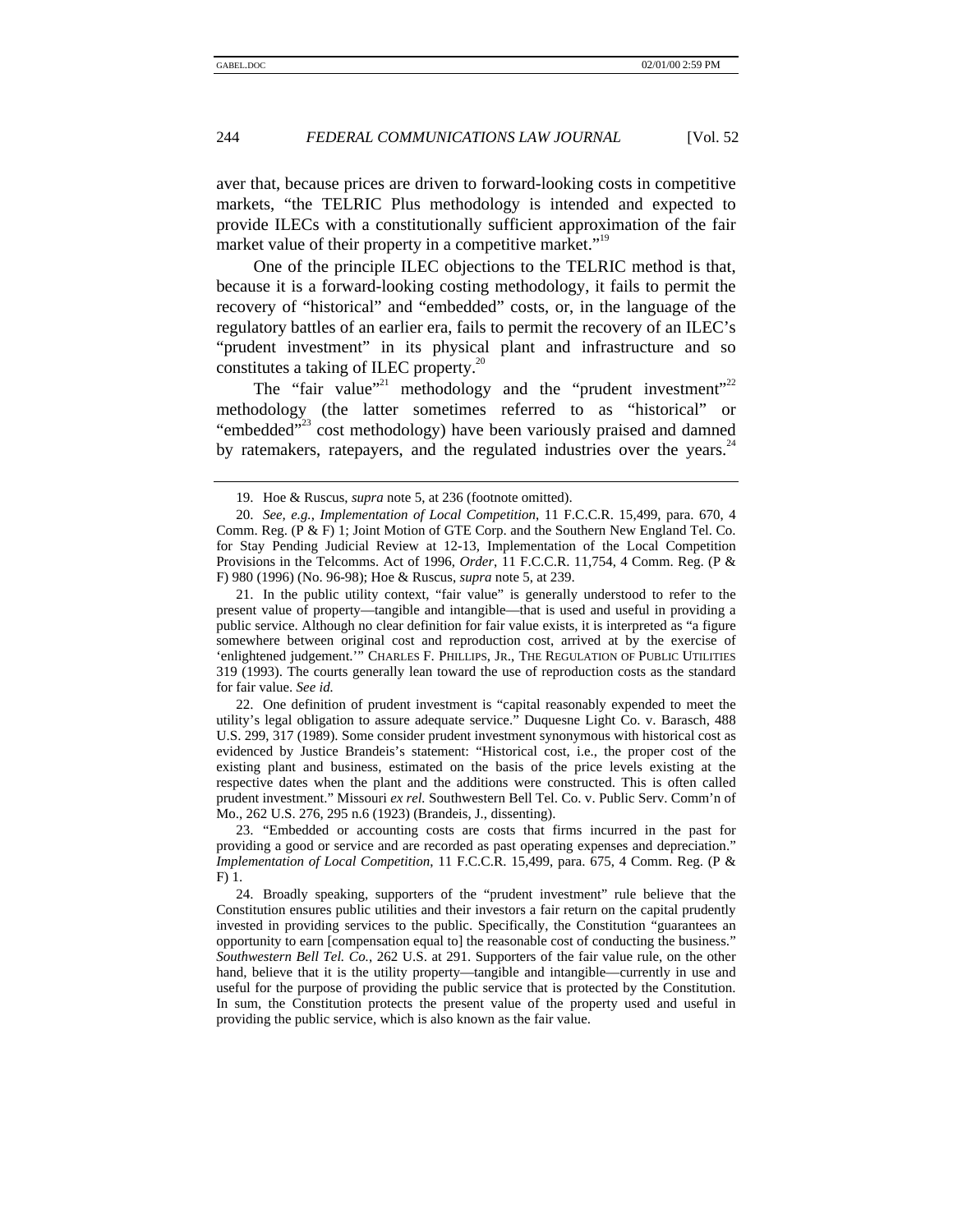aver that, because prices are driven to forward-looking costs in competitive markets, "the TELRIC Plus methodology is intended and expected to provide ILECs with a constitutionally sufficient approximation of the fair market value of their property in a competitive market."[19]

One of the principle ILEC objections to the TELRIC method is that, because it is a forward-looking costing methodology, it fails to permit the recovery of "historical" and "embedded" costs, or, in the language of the regulatory battles of an earlier era, fails to permit the recovery of an ILEC's "prudent investment" in its physical plant and infrastructure and so constitutes a taking of ILEC property.[20]

The "fair value"[21] methodology and the "prudent investment"[22] methodology (the latter sometimes referred to as "historical" or "embedded"[23] cost methodology) have been variously praised and damned by ratemakers, ratepayers, and the regulated industries over the years.[24]

---

19. Hoe & Ruscus, *supra* note 5, at 236 (footnote omitted).

20. *See, e.g.*, *Implementation of Local Competition*, 11 F.C.C.R. 15,499, para. 670, 4 Comm. Reg. (P & F) 1; Joint Motion of GTE Corp. and the Southern New England Tel. Co. for Stay Pending Judicial Review at 12-13, Implementation of the Local Competition Provisions in the Telcomms. Act of 1996, *Order*, 11 F.C.C.R. 11,754, 4 Comm. Reg. (P & F) 980 (1996) (No. 96-98); Hoe & Ruscus, *supra* note 5, at 239.

21. In the public utility context, "fair value" is generally understood to refer to the present value of property—tangible and intangible—that is used and useful in providing a public service. Although no clear definition for fair value exists, it is interpreted as "a figure somewhere between original cost and reproduction cost, arrived at by the exercise of 'enlightened judgement.'" CHARLES F. PHILLIPS, JR., THE REGULATION OF PUBLIC UTILITIES 319 (1993). The courts generally lean toward the use of reproduction costs as the standard for fair value. *See id.*

22. One definition of prudent investment is "capital reasonably expended to meet the utility's legal obligation to assure adequate service." Duquesne Light Co. v. Barasch, 488 U.S. 299, 317 (1989). Some consider prudent investment synonymous with historical cost as evidenced by Justice Brandeis's statement: "Historical cost, i.e., the proper cost of the existing plant and business, estimated on the basis of the price levels existing at the respective dates when the plant and the additions were constructed. This is often called prudent investment." Missouri *ex rel.* Southwestern Bell Tel. Co. v. Public Serv. Comm'n of Mo., 262 U.S. 276, 295 n.6 (1923) (Brandeis, J., dissenting).

23. "Embedded or accounting costs are costs that firms incurred in the past for providing a good or service and are recorded as past operating expenses and depreciation." *Implementation of Local Competition*, 11 F.C.C.R. 15,499, para. 675, 4 Comm. Reg. (P & F) 1.

24. Broadly speaking, supporters of the "prudent investment" rule believe that the Constitution ensures public utilities and their investors a fair return on the capital prudently invested in providing services to the public. Specifically, the Constitution "guarantees an opportunity to earn [compensation equal to] the reasonable cost of conducting the business." *Southwestern Bell Tel. Co.*, 262 U.S. at 291. Supporters of the fair value rule, on the other hand, believe that it is the utility property—tangible and intangible—currently in use and useful for the purpose of providing the public service that is protected by the Constitution. In sum, the Constitution protects the present value of the property used and useful in providing the public service, which is also known as the fair value.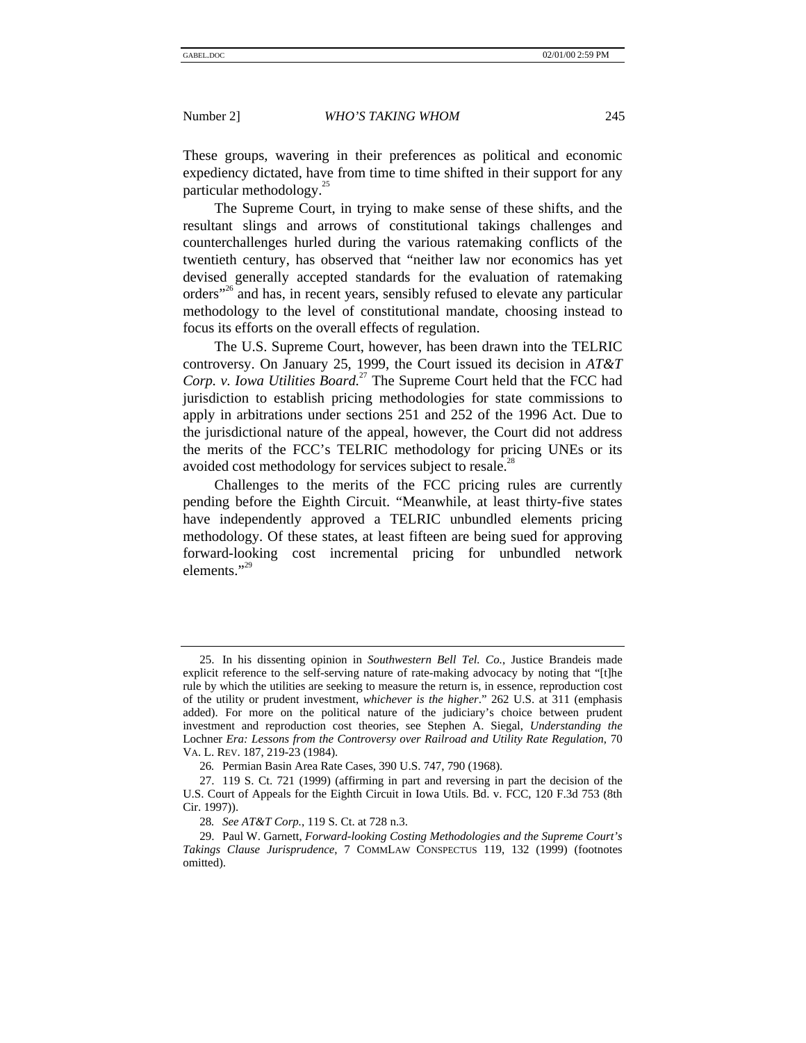These groups, wavering in their preferences as political and economic expediency dictated, have from time to time shifted in their support for any particular methodology.[25]

The Supreme Court, in trying to make sense of these shifts, and the resultant slings and arrows of constitutional takings challenges and counterchallenges hurled during the various ratemaking conflicts of the twentieth century, has observed that "neither law nor economics has yet devised generally accepted standards for the evaluation of ratemaking orders"[26] and has, in recent years, sensibly refused to elevate any particular methodology to the level of constitutional mandate, choosing instead to focus its efforts on the overall effects of regulation.

The U.S. Supreme Court, however, has been drawn into the TELRIC controversy. On January 25, 1999, the Court issued its decision in *AT&T Corp. v. Iowa Utilities Board.*[27] The Supreme Court held that the FCC had jurisdiction to establish pricing methodologies for state commissions to apply in arbitrations under sections 251 and 252 of the 1996 Act. Due to the jurisdictional nature of the appeal, however, the Court did not address the merits of the FCC's TELRIC methodology for pricing UNEs or its avoided cost methodology for services subject to resale.[28]

Challenges to the merits of the FCC pricing rules are currently pending before the Eighth Circuit. "Meanwhile, at least thirty-five states have independently approved a TELRIC unbundled elements pricing methodology. Of these states, at least fifteen are being sued for approving forward-looking cost incremental pricing for unbundled network elements."[29]

---

25. In his dissenting opinion in *Southwestern Bell Tel. Co.*, Justice Brandeis made explicit reference to the self-serving nature of rate-making advocacy by noting that "[t]he rule by which the utilities are seeking to measure the return is, in essence, reproduction cost of the utility or prudent investment, *whichever is the higher*." 262 U.S. at 311 (emphasis added). For more on the political nature of the judiciary's choice between prudent investment and reproduction cost theories, see Stephen A. Siegal, *Understanding the* Lochner *Era: Lessons from the Controversy over Railroad and Utility Rate Regulation*, 70 VA. L. REV. 187, 219-23 (1984).

26. Permian Basin Area Rate Cases, 390 U.S. 747, 790 (1968).

27. 119 S. Ct. 721 (1999) (affirming in part and reversing in part the decision of the U.S. Court of Appeals for the Eighth Circuit in Iowa Utils. Bd. v. FCC, 120 F.3d 753 (8th Cir. 1997)).

28. *See AT&T Corp.*, 119 S. Ct. at 728 n.3.

29. Paul W. Garnett, *Forward-looking Costing Methodologies and the Supreme Court's Takings Clause Jurisprudence*, 7 COMMLAW CONSPECTUS 119, 132 (1999) (footnotes omitted).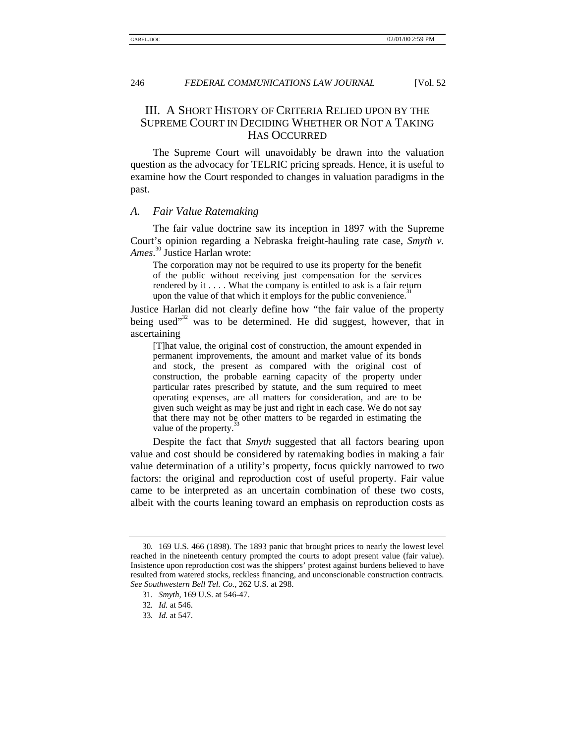## III. A Short History of Criteria Relied upon by the Supreme Court in Deciding Whether or Not a Taking Has Occurred

The Supreme Court will unavoidably be drawn into the valuation question as the advocacy for TELRIC pricing spreads. Hence, it is useful to examine how the Court responded to changes in valuation paradigms in the past.

### *A. Fair Value Ratemaking*

The fair value doctrine saw its inception in 1897 with the Supreme Court's opinion regarding a Nebraska freight-hauling rate case, *Smyth v. Ames*.[30] Justice Harlan wrote:

> The corporation may not be required to use its property for the benefit of the public without receiving just compensation for the services rendered by it . . . . What the company is entitled to ask is a fair return upon the value of that which it employs for the public convenience.[31]

Justice Harlan did not clearly define how "the fair value of the property being used"[32] was to be determined. He did suggest, however, that in ascertaining

> [T]hat value, the original cost of construction, the amount expended in permanent improvements, the amount and market value of its bonds and stock, the present as compared with the original cost of construction, the probable earning capacity of the property under particular rates prescribed by statute, and the sum required to meet operating expenses, are all matters for consideration, and are to be given such weight as may be just and right in each case. We do not say that there may not be other matters to be regarded in estimating the value of the property.[33]

Despite the fact that *Smyth* suggested that all factors bearing upon value and cost should be considered by ratemaking bodies in making a fair value determination of a utility's property, focus quickly narrowed to two factors: the original and reproduction cost of useful property. Fair value came to be interpreted as an uncertain combination of these two costs, albeit with the courts leaning toward an emphasis on reproduction costs as

---

30. 169 U.S. 466 (1898). The 1893 panic that brought prices to nearly the lowest level reached in the nineteenth century prompted the courts to adopt present value (fair value). Insistence upon reproduction cost was the shippers' protest against burdens believed to have resulted from watered stocks, reckless financing, and unconscionable construction contracts. *See Southwestern Bell Tel. Co.*, 262 U.S. at 298.

31. *Smyth*, 169 U.S. at 546-47.

32. *Id.* at 546.

33. *Id.* at 547.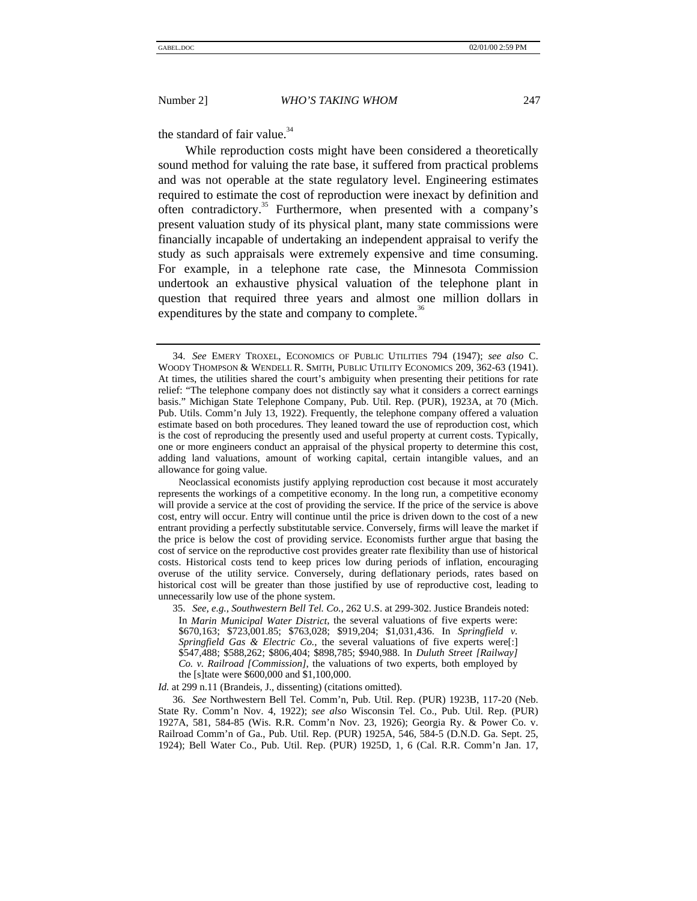the standard of fair value.[34]

While reproduction costs might have been considered a theoretically sound method for valuing the rate base, it suffered from practical problems and was not operable at the state regulatory level. Engineering estimates required to estimate the cost of reproduction were inexact by definition and often contradictory.[35] Furthermore, when presented with a company's present valuation study of its physical plant, many state commissions were financially incapable of undertaking an independent appraisal to verify the study as such appraisals were extremely expensive and time consuming. For example, in a telephone rate case, the Minnesota Commission undertook an exhaustive physical valuation of the telephone plant in question that required three years and almost one million dollars in expenditures by the state and company to complete.[36]

---

34. *See* EMERY TROXEL, ECONOMICS OF PUBLIC UTILITIES 794 (1947); *see also* C. WOODY THOMPSON & WENDELL R. SMITH, PUBLIC UTILITY ECONOMICS 209, 362-63 (1941). At times, the utilities shared the court's ambiguity when presenting their petitions for rate relief: "The telephone company does not distinctly say what it considers a correct earnings basis." Michigan State Telephone Company, Pub. Util. Rep. (PUR), 1923A, at 70 (Mich. Pub. Utils. Comm'n July 13, 1922). Frequently, the telephone company offered a valuation estimate based on both procedures. They leaned toward the use of reproduction cost, which is the cost of reproducing the presently used and useful property at current costs. Typically, one or more engineers conduct an appraisal of the physical property to determine this cost, adding land valuations, amount of working capital, certain intangible values, and an allowance for going value.

Neoclassical economists justify applying reproduction cost because it most accurately represents the workings of a competitive economy. In the long run, a competitive economy will provide a service at the cost of providing the service. If the price of the service is above cost, entry will occur. Entry will continue until the price is driven down to the cost of a new entrant providing a perfectly substitutable service. Conversely, firms will leave the market if the price is below the cost of providing service. Economists further argue that basing the cost of service on the reproductive cost provides greater rate flexibility than use of historical costs. Historical costs tend to keep prices low during periods of inflation, encouraging overuse of the utility service. Conversely, during deflationary periods, rates based on historical cost will be greater than those justified by use of reproductive cost, leading to unnecessarily low use of the phone system.

35. *See, e.g.*, *Southwestern Bell Tel. Co.*, 262 U.S. at 299-302. Justice Brandeis noted:

> In *Marin Municipal Water District*, the several valuations of five experts were: $670,163; $723,001.85; $763,028; $919,204; $1,031,436. In *Springfield v. Springfield Gas & Electric Co.*, the several valuations of five experts were[:] $547,488; $588,262; $806,404; $898,785; $940,988. In *Duluth Street [Railway] Co. v. Railroad [Commission]*, the valuations of two experts, both employed by the [s]tate were $600,000 and $1,100,000.

*Id.* at 299 n.11 (Brandeis, J., dissenting) (citations omitted).

36. *See* Northwestern Bell Tel. Comm'n, Pub. Util. Rep. (PUR) 1923B, 117-20 (Neb. State Ry. Comm'n Nov. 4, 1922); *see also* Wisconsin Tel. Co., Pub. Util. Rep. (PUR) 1927A, 581, 584-85 (Wis. R.R. Comm'n Nov. 23, 1926); Georgia Ry. & Power Co. v. Railroad Comm'n of Ga., Pub. Util. Rep. (PUR) 1925A, 546, 584-5 (D.N.D. Ga. Sept. 25, 1924); Bell Water Co., Pub. Util. Rep. (PUR) 1925D, 1, 6 (Cal. R.R. Comm'n Jan. 17,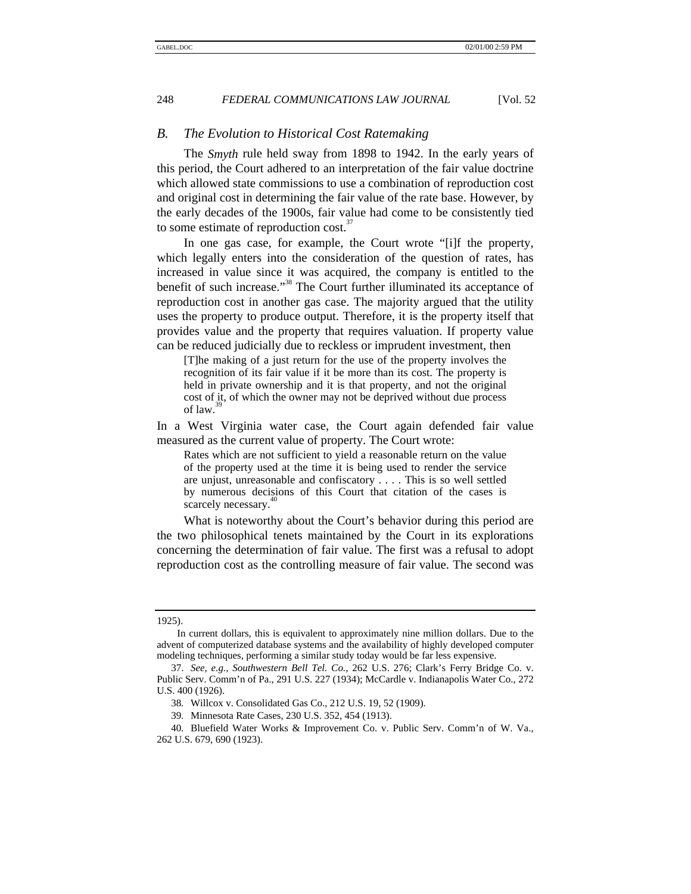### B. The Evolution to Historical Cost Ratemaking

The *Smyth* rule held sway from 1898 to 1942. In the early years of this period, the Court adhered to an interpretation of the fair value doctrine which allowed state commissions to use a combination of reproduction cost and original cost in determining the fair value of the rate base. However, by the early decades of the 1900s, fair value had come to be consistently tied to some estimate of reproduction cost.[37]

In one gas case, for example, the Court wrote "[i]f the property, which legally enters into the consideration of the question of rates, has increased in value since it was acquired, the company is entitled to the benefit of such increase."[38] The Court further illuminated its acceptance of reproduction cost in another gas case. The majority argued that the utility uses the property to produce output. Therefore, it is the property itself that provides value and the property that requires valuation. If property value can be reduced judicially due to reckless or imprudent investment, then

> [T]he making of a just return for the use of the property involves the recognition of its fair value if it be more than its cost. The property is held in private ownership and it is that property, and not the original cost of it, of which the owner may not be deprived without due process of law.[39]

In a West Virginia water case, the Court again defended fair value measured as the current value of property. The Court wrote:

> Rates which are not sufficient to yield a reasonable return on the value of the property used at the time it is being used to render the service are unjust, unreasonable and confiscatory . . . . This is so well settled by numerous decisions of this Court that citation of the cases is scarcely necessary.[40]

What is noteworthy about the Court's behavior during this period are the two philosophical tenets maintained by the Court in its explorations concerning the determination of fair value. The first was a refusal to adopt reproduction cost as the controlling measure of fair value. The second was

---

1925).

In current dollars, this is equivalent to approximately nine million dollars. Due to the advent of computerized database systems and the availability of highly developed computer modeling techniques, performing a similar study today would be far less expensive.

37. *See, e.g.*, *Southwestern Bell Tel. Co.*, 262 U.S. 276; Clark's Ferry Bridge Co. v. Public Serv. Comm'n of Pa., 291 U.S. 227 (1934); McCardle v. Indianapolis Water Co., 272 U.S. 400 (1926).

38. Willcox v. Consolidated Gas Co., 212 U.S. 19, 52 (1909).

39. Minnesota Rate Cases, 230 U.S. 352, 454 (1913).

40. Bluefield Water Works & Improvement Co. v. Public Serv. Comm'n of W. Va., 262 U.S. 679, 690 (1923).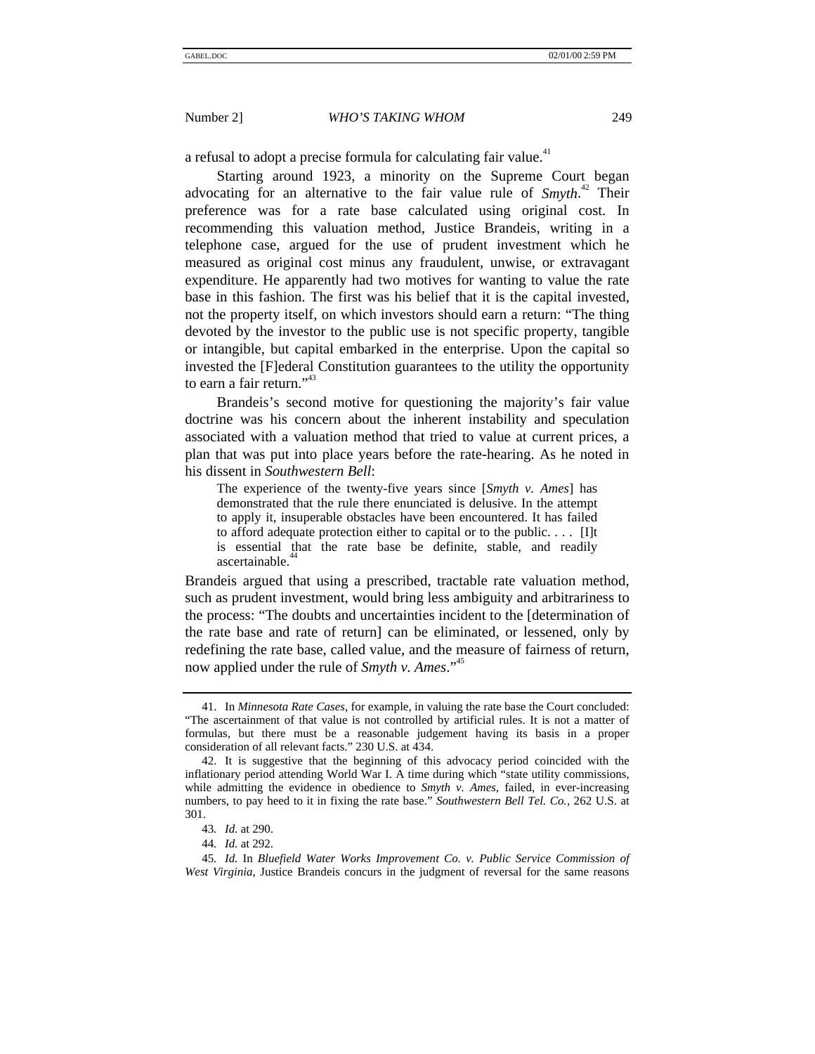a refusal to adopt a precise formula for calculating fair value.[41]

Starting around 1923, a minority on the Supreme Court began advocating for an alternative to the fair value rule of *Smyth*.[42] Their preference was for a rate base calculated using original cost. In recommending this valuation method, Justice Brandeis, writing in a telephone case, argued for the use of prudent investment which he measured as original cost minus any fraudulent, unwise, or extravagant expenditure. He apparently had two motives for wanting to value the rate base in this fashion. The first was his belief that it is the capital invested, not the property itself, on which investors should earn a return: "The thing devoted by the investor to the public use is not specific property, tangible or intangible, but capital embarked in the enterprise. Upon the capital so invested the [F]ederal Constitution guarantees to the utility the opportunity to earn a fair return."[43]

Brandeis's second motive for questioning the majority's fair value doctrine was his concern about the inherent instability and speculation associated with a valuation method that tried to value at current prices, a plan that was put into place years before the rate-hearing. As he noted in his dissent in *Southwestern Bell*:

> The experience of the twenty-five years since [*Smyth v. Ames*] has demonstrated that the rule there enunciated is delusive. In the attempt to apply it, insuperable obstacles have been encountered. It has failed to afford adequate protection either to capital or to the public. . . . [I]t is essential that the rate base be definite, stable, and readily ascertainable.[44]

Brandeis argued that using a prescribed, tractable rate valuation method, such as prudent investment, would bring less ambiguity and arbitrariness to the process: "The doubts and uncertainties incident to the [determination of the rate base and rate of return] can be eliminated, or lessened, only by redefining the rate base, called value, and the measure of fairness of return, now applied under the rule of *Smyth v. Ames*."[45]

---

41. In *Minnesota Rate Cases*, for example, in valuing the rate base the Court concluded: "The ascertainment of that value is not controlled by artificial rules. It is not a matter of formulas, but there must be a reasonable judgement having its basis in a proper consideration of all relevant facts." 230 U.S. at 434.

42. It is suggestive that the beginning of this advocacy period coincided with the inflationary period attending World War I. A time during which "state utility commissions, while admitting the evidence in obedience to *Smyth v. Ames*, failed, in ever-increasing numbers, to pay heed to it in fixing the rate base." *Southwestern Bell Tel. Co.*, 262 U.S. at 301.

43. *Id.* at 290.

44. *Id.* at 292.

45. *Id.* In *Bluefield Water Works Improvement Co. v. Public Service Commission of West Virginia*, Justice Brandeis concurs in the judgment of reversal for the same reasons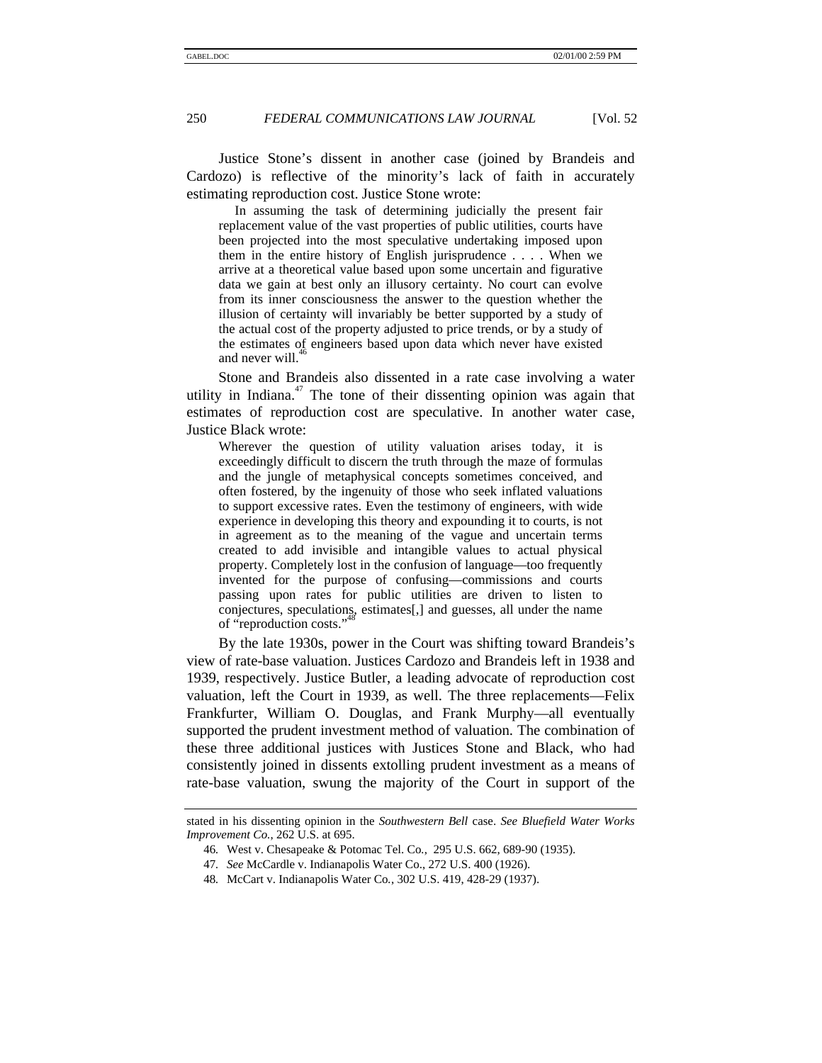Justice Stone's dissent in another case (joined by Brandeis and Cardozo) is reflective of the minority's lack of faith in accurately estimating reproduction cost. Justice Stone wrote:

> In assuming the task of determining judicially the present fair replacement value of the vast properties of public utilities, courts have been projected into the most speculative undertaking imposed upon them in the entire history of English jurisprudence . . . . When we arrive at a theoretical value based upon some uncertain and figurative data we gain at best only an illusory certainty. No court can evolve from its inner consciousness the answer to the question whether the illusion of certainty will invariably be better supported by a study of the actual cost of the property adjusted to price trends, or by a study of the estimates of engineers based upon data which never have existed and never will.[46]

Stone and Brandeis also dissented in a rate case involving a water utility in Indiana.[47] The tone of their dissenting opinion was again that estimates of reproduction cost are speculative. In another water case, Justice Black wrote:

> Wherever the question of utility valuation arises today, it is exceedingly difficult to discern the truth through the maze of formulas and the jungle of metaphysical concepts sometimes conceived, and often fostered, by the ingenuity of those who seek inflated valuations to support excessive rates. Even the testimony of engineers, with wide experience in developing this theory and expounding it to courts, is not in agreement as to the meaning of the vague and uncertain terms created to add invisible and intangible values to actual physical property. Completely lost in the confusion of language—too frequently invented for the purpose of confusing—commissions and courts passing upon rates for public utilities are driven to listen to conjectures, speculations, estimates[,] and guesses, all under the name of "reproduction costs."[48]

By the late 1930s, power in the Court was shifting toward Brandeis's view of rate-base valuation. Justices Cardozo and Brandeis left in 1938 and 1939, respectively. Justice Butler, a leading advocate of reproduction cost valuation, left the Court in 1939, as well. The three replacements—Felix Frankfurter, William O. Douglas, and Frank Murphy—all eventually supported the prudent investment method of valuation. The combination of these three additional justices with Justices Stone and Black, who had consistently joined in dissents extolling prudent investment as a means of rate-base valuation, swung the majority of the Court in support of the

---

stated in his dissenting opinion in the *Southwestern Bell* case. *See Bluefield Water Works Improvement Co.*, 262 U.S. at 695.

46. West v. Chesapeake & Potomac Tel. Co., 295 U.S. 662, 689-90 (1935).

47. *See* McCardle v. Indianapolis Water Co., 272 U.S. 400 (1926).

48. McCart v. Indianapolis Water Co., 302 U.S. 419, 428-29 (1937).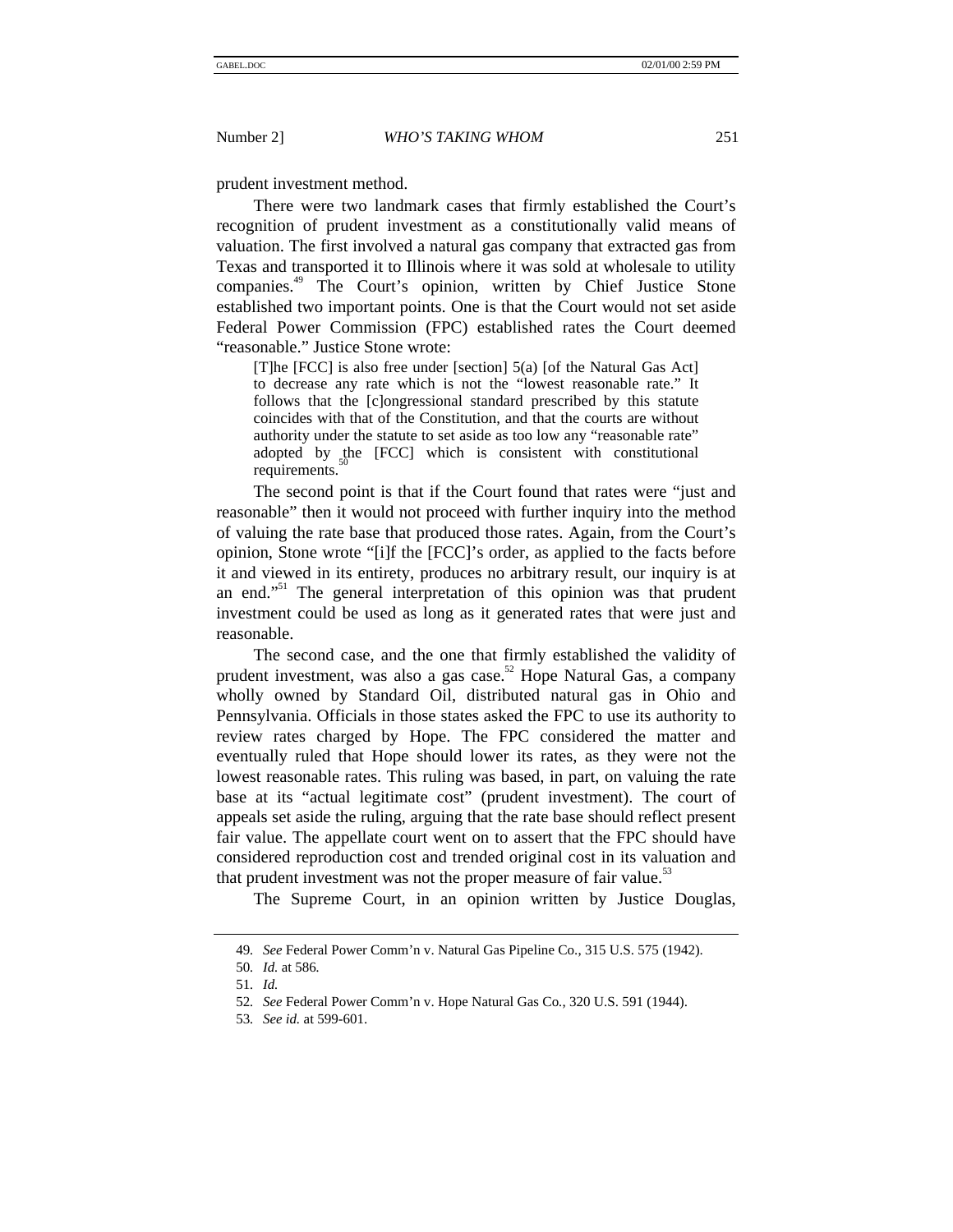prudent investment method.

There were two landmark cases that firmly established the Court's recognition of prudent investment as a constitutionally valid means of valuation. The first involved a natural gas company that extracted gas from Texas and transported it to Illinois where it was sold at wholesale to utility companies.[49] The Court's opinion, written by Chief Justice Stone established two important points. One is that the Court would not set aside Federal Power Commission (FPC) established rates the Court deemed "reasonable." Justice Stone wrote:

> [T]he [FCC] is also free under [section] 5(a) [of the Natural Gas Act] to decrease any rate which is not the "lowest reasonable rate." It follows that the [c]ongressional standard prescribed by this statute coincides with that of the Constitution, and that the courts are without authority under the statute to set aside as too low any "reasonable rate" adopted by the [FCC] which is consistent with constitutional requirements.[50]

The second point is that if the Court found that rates were "just and reasonable" then it would not proceed with further inquiry into the method of valuing the rate base that produced those rates. Again, from the Court's opinion, Stone wrote "[i]f the [FCC]'s order, as applied to the facts before it and viewed in its entirety, produces no arbitrary result, our inquiry is at an end."[51] The general interpretation of this opinion was that prudent investment could be used as long as it generated rates that were just and reasonable.

The second case, and the one that firmly established the validity of prudent investment, was also a gas case.[52] Hope Natural Gas, a company wholly owned by Standard Oil, distributed natural gas in Ohio and Pennsylvania. Officials in those states asked the FPC to use its authority to review rates charged by Hope. The FPC considered the matter and eventually ruled that Hope should lower its rates, as they were not the lowest reasonable rates. This ruling was based, in part, on valuing the rate base at its "actual legitimate cost" (prudent investment). The court of appeals set aside the ruling, arguing that the rate base should reflect present fair value. The appellate court went on to assert that the FPC should have considered reproduction cost and trended original cost in its valuation and that prudent investment was not the proper measure of fair value.[53]

The Supreme Court, in an opinion written by Justice Douglas,

---

49. *See* Federal Power Comm'n v. Natural Gas Pipeline Co., 315 U.S. 575 (1942).

50. *Id.* at 586.

51. *Id.*

52. *See* Federal Power Comm'n v. Hope Natural Gas Co., 320 U.S. 591 (1944).

53. *See id.* at 599-601.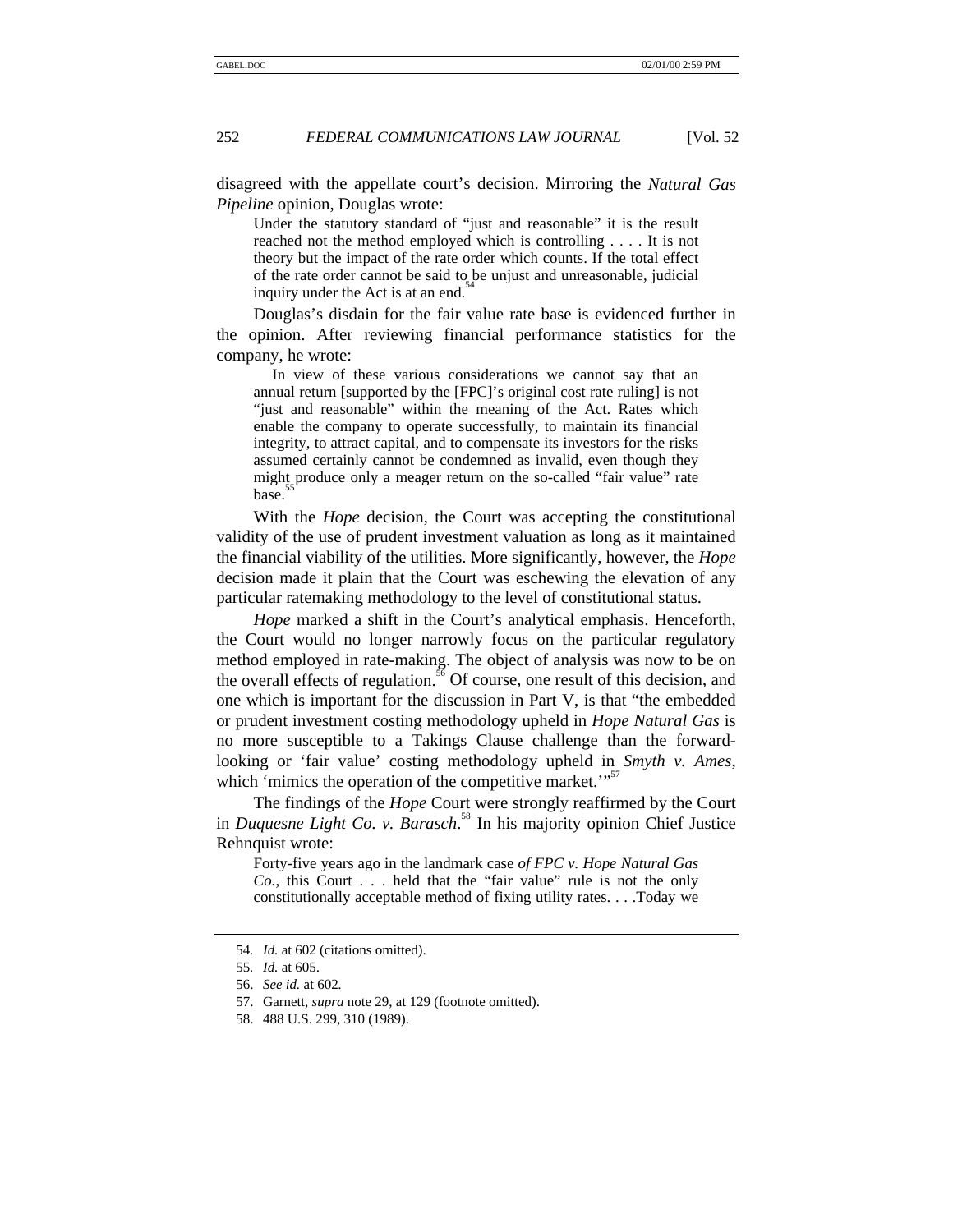disagreed with the appellate court's decision. Mirroring the *Natural Gas Pipeline* opinion, Douglas wrote:

> Under the statutory standard of "just and reasonable" it is the result reached not the method employed which is controlling . . . . It is not theory but the impact of the rate order which counts. If the total effect of the rate order cannot be said to be unjust and unreasonable, judicial inquiry under the Act is at an end.[54]

Douglas's disdain for the fair value rate base is evidenced further in the opinion. After reviewing financial performance statistics for the company, he wrote:

> In view of these various considerations we cannot say that an annual return [supported by the [FPC]'s original cost rate ruling] is not "just and reasonable" within the meaning of the Act. Rates which enable the company to operate successfully, to maintain its financial integrity, to attract capital, and to compensate its investors for the risks assumed certainly cannot be condemned as invalid, even though they might produce only a meager return on the so-called "fair value" rate base.[55]

With the *Hope* decision, the Court was accepting the constitutional validity of the use of prudent investment valuation as long as it maintained the financial viability of the utilities. More significantly, however, the *Hope* decision made it plain that the Court was eschewing the elevation of any particular ratemaking methodology to the level of constitutional status.

*Hope* marked a shift in the Court's analytical emphasis. Henceforth, the Court would no longer narrowly focus on the particular regulatory method employed in rate-making. The object of analysis was now to be on the overall effects of regulation.[56] Of course, one result of this decision, and one which is important for the discussion in Part V, is that "the embedded or prudent investment costing methodology upheld in *Hope Natural Gas* is no more susceptible to a Takings Clause challenge than the forward-looking or 'fair value' costing methodology upheld in *Smyth v. Ames*, which 'mimics the operation of the competitive market.'"[57]

The findings of the *Hope* Court were strongly reaffirmed by the Court in *Duquesne Light Co. v. Barasch*.[58] In his majority opinion Chief Justice Rehnquist wrote:

> Forty-five years ago in the landmark case *of FPC v. Hope Natural Gas Co.*, this Court . . . held that the "fair value" rule is not the only constitutionally acceptable method of fixing utility rates. . . .Today we

54. *Id.* at 602 (citations omitted).
55. *Id.* at 605.
56. *See id.* at 602.
57. Garnett, *supra* note 29, at 129 (footnote omitted).
58. 488 U.S. 299, 310 (1989).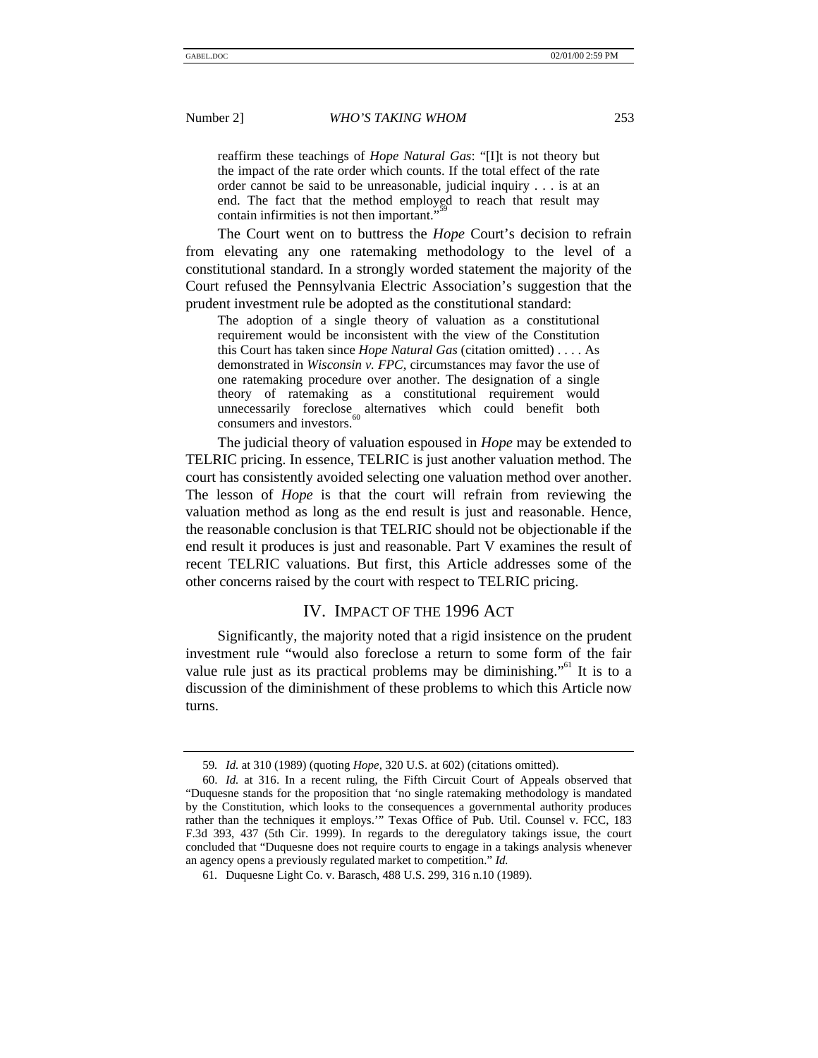reaffirm these teachings of *Hope Natural Gas*: "[I]t is not theory but the impact of the rate order which counts. If the total effect of the rate order cannot be said to be unreasonable, judicial inquiry . . . is at an end. The fact that the method employed to reach that result may contain infirmities is not then important."[59]

The Court went on to buttress the *Hope* Court's decision to refrain from elevating any one ratemaking methodology to the level of a constitutional standard. In a strongly worded statement the majority of the Court refused the Pennsylvania Electric Association's suggestion that the prudent investment rule be adopted as the constitutional standard:

> The adoption of a single theory of valuation as a constitutional requirement would be inconsistent with the view of the Constitution this Court has taken since *Hope Natural Gas* (citation omitted) . . . . As demonstrated in *Wisconsin v. FPC*, circumstances may favor the use of one ratemaking procedure over another. The designation of a single theory of ratemaking as a constitutional requirement would unnecessarily foreclose alternatives which could benefit both consumers and investors.[60]

The judicial theory of valuation espoused in *Hope* may be extended to TELRIC pricing. In essence, TELRIC is just another valuation method. The court has consistently avoided selecting one valuation method over another. The lesson of *Hope* is that the court will refrain from reviewing the valuation method as long as the end result is just and reasonable. Hence, the reasonable conclusion is that TELRIC should not be objectionable if the end result it produces is just and reasonable. Part V examines the result of recent TELRIC valuations. But first, this Article addresses some of the other concerns raised by the court with respect to TELRIC pricing.

## IV. IMPACT OF THE 1996 ACT

Significantly, the majority noted that a rigid insistence on the prudent investment rule "would also foreclose a return to some form of the fair value rule just as its practical problems may be diminishing."[61] It is to a discussion of the diminishment of these problems to which this Article now turns.

---

59. *Id.* at 310 (1989) (quoting *Hope*, 320 U.S. at 602) (citations omitted).

60. *Id.* at 316. In a recent ruling, the Fifth Circuit Court of Appeals observed that "Duquesne stands for the proposition that 'no single ratemaking methodology is mandated by the Constitution, which looks to the consequences a governmental authority produces rather than the techniques it employs.'" Texas Office of Pub. Util. Counsel v. FCC, 183 F.3d 393, 437 (5th Cir. 1999). In regards to the deregulatory takings issue, the court concluded that "Duquesne does not require courts to engage in a takings analysis whenever an agency opens a previously regulated market to competition." *Id.*

61. Duquesne Light Co. v. Barasch, 488 U.S. 299, 316 n.10 (1989).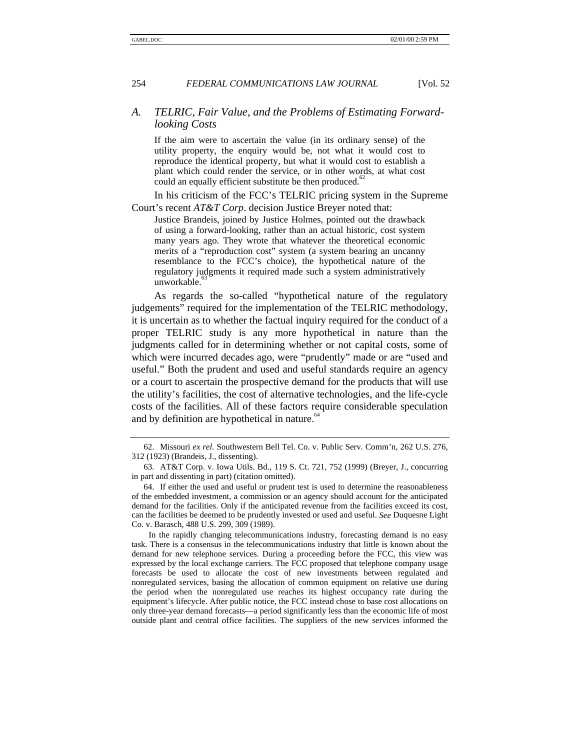### A. TELRIC, Fair Value, and the Problems of Estimating Forward-looking Costs

> If the aim were to ascertain the value (in its ordinary sense) of the utility property, the enquiry would be, not what it would cost to reproduce the identical property, but what it would cost to establish a plant which could render the service, or in other words, at what cost could an equally efficient substitute be then produced.[62]

In his criticism of the FCC's TELRIC pricing system in the Supreme Court's recent *AT&T Corp*. decision Justice Breyer noted that:

> Justice Brandeis, joined by Justice Holmes, pointed out the drawback of using a forward-looking, rather than an actual historic, cost system many years ago. They wrote that whatever the theoretical economic merits of a "reproduction cost" system (a system bearing an uncanny resemblance to the FCC's choice), the hypothetical nature of the regulatory judgments it required made such a system administratively unworkable.[63]

As regards the so-called "hypothetical nature of the regulatory judgements" required for the implementation of the TELRIC methodology, it is uncertain as to whether the factual inquiry required for the conduct of a proper TELRIC study is any more hypothetical in nature than the judgments called for in determining whether or not capital costs, some of which were incurred decades ago, were "prudently" made or are "used and useful." Both the prudent and used and useful standards require an agency or a court to ascertain the prospective demand for the products that will use the utility's facilities, the cost of alternative technologies, and the life-cycle costs of the facilities. All of these factors require considerable speculation and by definition are hypothetical in nature.[64]

---

62. Missouri *ex rel.* Southwestern Bell Tel. Co. v. Public Serv. Comm'n, 262 U.S. 276, 312 (1923) (Brandeis, J., dissenting).

63. AT&T Corp. v. Iowa Utils. Bd., 119 S. Ct. 721, 752 (1999) (Breyer, J., concurring in part and dissenting in part) (citation omitted).

64. If either the used and useful or prudent test is used to determine the reasonableness of the embedded investment, a commission or an agency should account for the anticipated demand for the facilities. Only if the anticipated revenue from the facilities exceed its cost, can the facilities be deemed to be prudently invested or used and useful. *See* Duquesne Light Co. v. Barasch, 488 U.S. 299, 309 (1989).

In the rapidly changing telecommunications industry, forecasting demand is no easy task. There is a consensus in the telecommunications industry that little is known about the demand for new telephone services. During a proceeding before the FCC, this view was expressed by the local exchange carriers. The FCC proposed that telephone company usage forecasts be used to allocate the cost of new investments between regulated and nonregulated services, basing the allocation of common equipment on relative use during the period when the nonregulated use reaches its highest occupancy rate during the equipment's lifecycle. After public notice, the FCC instead chose to base cost allocations on only three-year demand forecasts—a period significantly less than the economic life of most outside plant and central office facilities. The suppliers of the new services informed the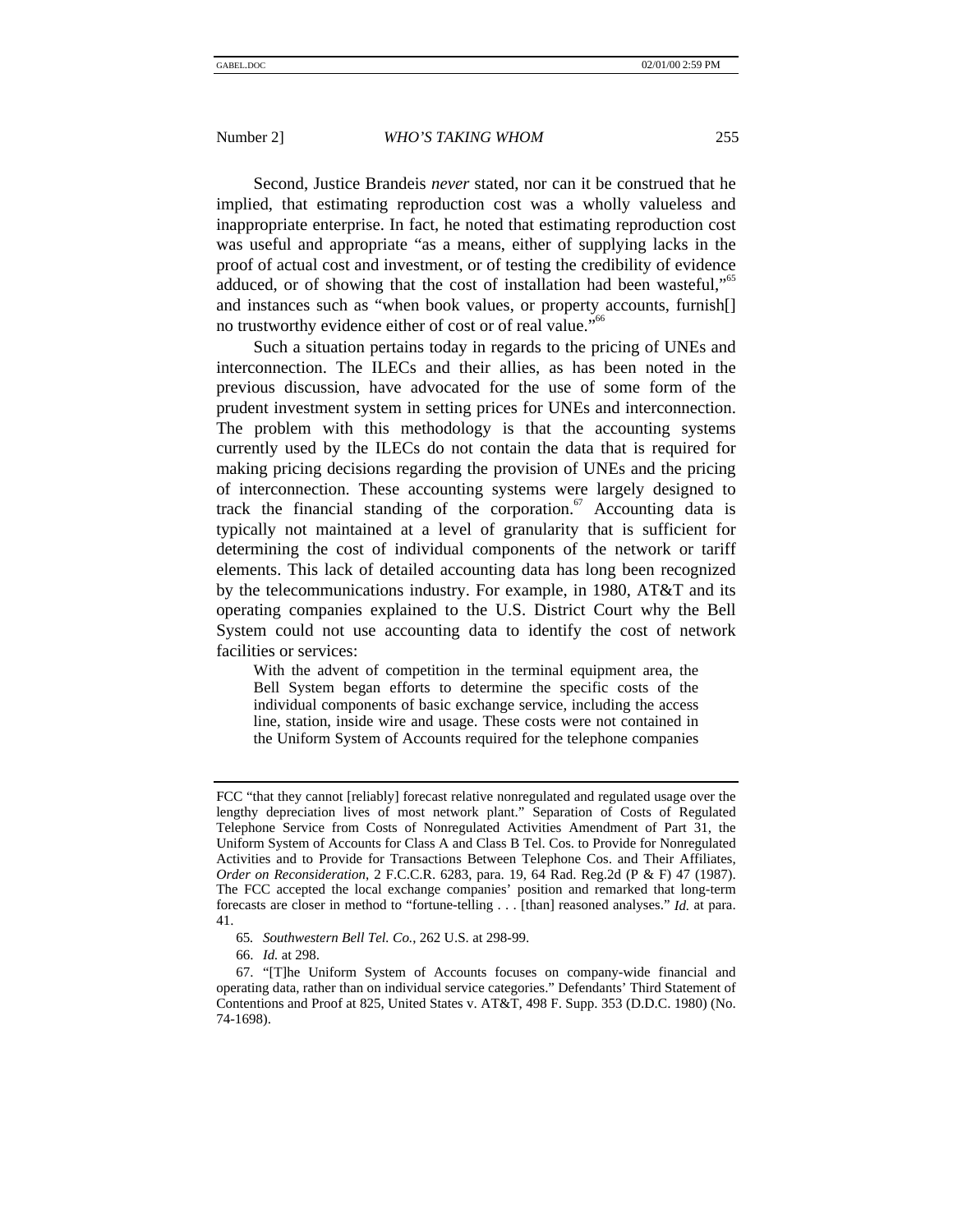Second, Justice Brandeis *never* stated, nor can it be construed that he implied, that estimating reproduction cost was a wholly valueless and inappropriate enterprise. In fact, he noted that estimating reproduction cost was useful and appropriate "as a means, either of supplying lacks in the proof of actual cost and investment, or of testing the credibility of evidence adduced, or of showing that the cost of installation had been wasteful,"[65] and instances such as "when book values, or property accounts, furnish[] no trustworthy evidence either of cost or of real value."[66]

Such a situation pertains today in regards to the pricing of UNEs and interconnection. The ILECs and their allies, as has been noted in the previous discussion, have advocated for the use of some form of the prudent investment system in setting prices for UNEs and interconnection. The problem with this methodology is that the accounting systems currently used by the ILECs do not contain the data that is required for making pricing decisions regarding the provision of UNEs and the pricing of interconnection. These accounting systems were largely designed to track the financial standing of the corporation.[67] Accounting data is typically not maintained at a level of granularity that is sufficient for determining the cost of individual components of the network or tariff elements. This lack of detailed accounting data has long been recognized by the telecommunications industry. For example, in 1980, AT&T and its operating companies explained to the U.S. District Court why the Bell System could not use accounting data to identify the cost of network facilities or services:

> With the advent of competition in the terminal equipment area, the Bell System began efforts to determine the specific costs of the individual components of basic exchange service, including the access line, station, inside wire and usage. These costs were not contained in the Uniform System of Accounts required for the telephone companies

---

FCC "that they cannot [reliably] forecast relative nonregulated and regulated usage over the lengthy depreciation lives of most network plant." Separation of Costs of Regulated Telephone Service from Costs of Nonregulated Activities Amendment of Part 31, the Uniform System of Accounts for Class A and Class B Tel. Cos. to Provide for Nonregulated Activities and to Provide for Transactions Between Telephone Cos. and Their Affiliates, *Order on Reconsideration*, 2 F.C.C.R. 6283, para. 19, 64 Rad. Reg.2d (P & F) 47 (1987). The FCC accepted the local exchange companies' position and remarked that long-term forecasts are closer in method to "fortune-telling . . . [than] reasoned analyses." *Id.* at para. 41.

65. *Southwestern Bell Tel. Co.*, 262 U.S. at 298-99.

66. *Id.* at 298.

67. "[T]he Uniform System of Accounts focuses on company-wide financial and operating data, rather than on individual service categories." Defendants' Third Statement of Contentions and Proof at 825, United States v. AT&T, 498 F. Supp. 353 (D.D.C. 1980) (No. 74-1698).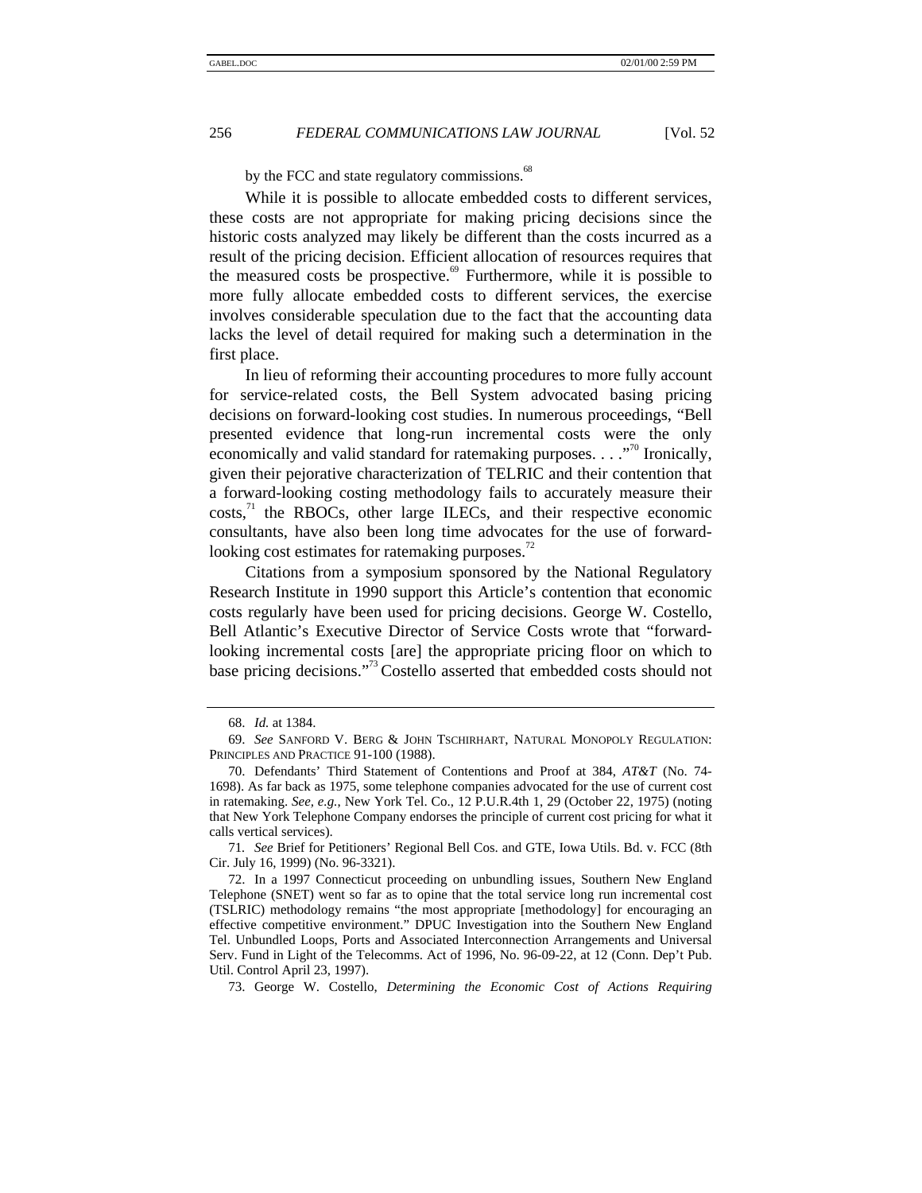by the FCC and state regulatory commissions.[68]

While it is possible to allocate embedded costs to different services, these costs are not appropriate for making pricing decisions since the historic costs analyzed may likely be different than the costs incurred as a result of the pricing decision. Efficient allocation of resources requires that the measured costs be prospective.[69] Furthermore, while it is possible to more fully allocate embedded costs to different services, the exercise involves considerable speculation due to the fact that the accounting data lacks the level of detail required for making such a determination in the first place.

In lieu of reforming their accounting procedures to more fully account for service-related costs, the Bell System advocated basing pricing decisions on forward-looking cost studies. In numerous proceedings, "Bell presented evidence that long-run incremental costs were the only economically and valid standard for ratemaking purposes. . . ."[70] Ironically, given their pejorative characterization of TELRIC and their contention that a forward-looking costing methodology fails to accurately measure their costs,[71] the RBOCs, other large ILECs, and their respective economic consultants, have also been long time advocates for the use of forward-looking cost estimates for ratemaking purposes.[72]

Citations from a symposium sponsored by the National Regulatory Research Institute in 1990 support this Article's contention that economic costs regularly have been used for pricing decisions. George W. Costello, Bell Atlantic's Executive Director of Service Costs wrote that "forward-looking incremental costs [are] the appropriate pricing floor on which to base pricing decisions."[73] Costello asserted that embedded costs should not

---

68. *Id.* at 1384.

69. *See* SANFORD V. BERG & JOHN TSCHIRHART, NATURAL MONOPOLY REGULATION: PRINCIPLES AND PRACTICE 91-100 (1988).

70. Defendants' Third Statement of Contentions and Proof at 384, *AT&T* (No. 74-1698). As far back as 1975, some telephone companies advocated for the use of current cost in ratemaking. *See, e.g.*, New York Tel. Co., 12 P.U.R.4th 1, 29 (October 22, 1975) (noting that New York Telephone Company endorses the principle of current cost pricing for what it calls vertical services).

71. *See* Brief for Petitioners' Regional Bell Cos. and GTE, Iowa Utils. Bd. v. FCC (8th Cir. July 16, 1999) (No. 96-3321).

72. In a 1997 Connecticut proceeding on unbundling issues, Southern New England Telephone (SNET) went so far as to opine that the total service long run incremental cost (TSLRIC) methodology remains "the most appropriate [methodology] for encouraging an effective competitive environment." DPUC Investigation into the Southern New England Tel. Unbundled Loops, Ports and Associated Interconnection Arrangements and Universal Serv. Fund in Light of the Telecomms. Act of 1996, No. 96-09-22, at 12 (Conn. Dep't Pub. Util. Control April 23, 1997).

73. George W. Costello, *Determining the Economic Cost of Actions Requiring*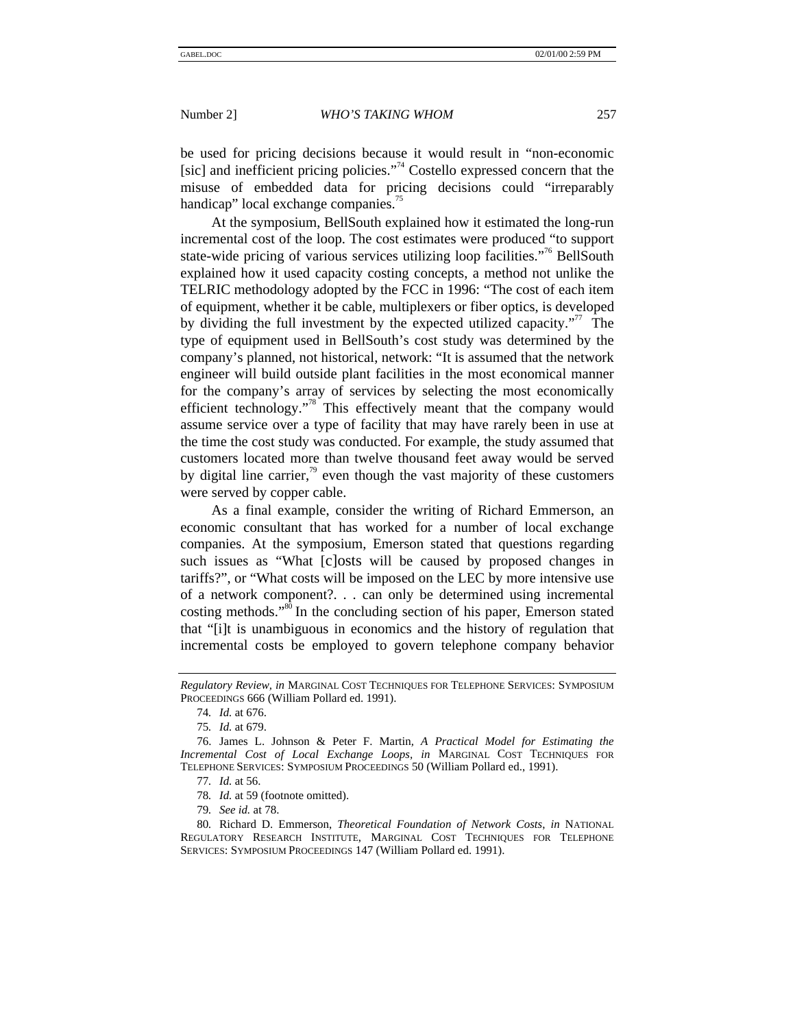be used for pricing decisions because it would result in "non-economic [sic] and inefficient pricing policies."[74] Costello expressed concern that the misuse of embedded data for pricing decisions could "irreparably handicap" local exchange companies.[75]

At the symposium, BellSouth explained how it estimated the long-run incremental cost of the loop. The cost estimates were produced "to support state-wide pricing of various services utilizing loop facilities."[76] BellSouth explained how it used capacity costing concepts, a method not unlike the TELRIC methodology adopted by the FCC in 1996: "The cost of each item of equipment, whether it be cable, multiplexers or fiber optics, is developed by dividing the full investment by the expected utilized capacity."[77] The type of equipment used in BellSouth's cost study was determined by the company's planned, not historical, network: "It is assumed that the network engineer will build outside plant facilities in the most economical manner for the company's array of services by selecting the most economically efficient technology."[78] This effectively meant that the company would assume service over a type of facility that may have rarely been in use at the time the cost study was conducted. For example, the study assumed that customers located more than twelve thousand feet away would be served by digital line carrier,[79] even though the vast majority of these customers were served by copper cable.

As a final example, consider the writing of Richard Emmerson, an economic consultant that has worked for a number of local exchange companies. At the symposium, Emerson stated that questions regarding such issues as "What [c]osts will be caused by proposed changes in tariffs?", or "What costs will be imposed on the LEC by more intensive use of a network component?. . . can only be determined using incremental costing methods."[80] In the concluding section of his paper, Emerson stated that "[i]t is unambiguous in economics and the history of regulation that incremental costs be employed to govern telephone company behavior

---

*Regulatory Review*, *in* MARGINAL COST TECHNIQUES FOR TELEPHONE SERVICES: SYMPOSIUM PROCEEDINGS 666 (William Pollard ed. 1991).

74. *Id.* at 676.

75. *Id.* at 679.

76. James L. Johnson & Peter F. Martin, *A Practical Model for Estimating the Incremental Cost of Local Exchange Loops*, *in* MARGINAL COST TECHNIQUES FOR TELEPHONE SERVICES: SYMPOSIUM PROCEEDINGS 50 (William Pollard ed., 1991).

77. *Id.* at 56.

78. *Id.* at 59 (footnote omitted).

79. *See id.* at 78.

80. Richard D. Emmerson, *Theoretical Foundation of Network Costs*, *in* NATIONAL REGULATORY RESEARCH INSTITUTE, MARGINAL COST TECHNIQUES FOR TELEPHONE SERVICES: SYMPOSIUM PROCEEDINGS 147 (William Pollard ed. 1991).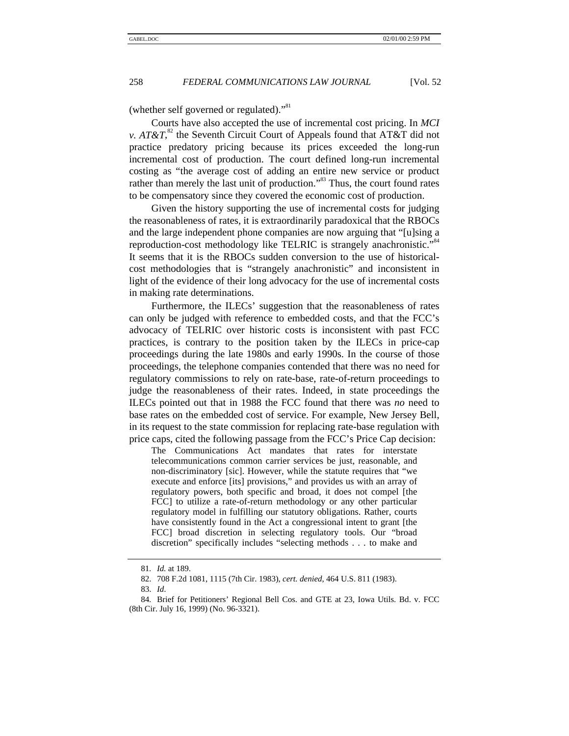(whether self governed or regulated)."[81]

Courts have also accepted the use of incremental cost pricing. In *MCI v. AT&T*,[82] the Seventh Circuit Court of Appeals found that AT&T did not practice predatory pricing because its prices exceeded the long-run incremental cost of production. The court defined long-run incremental costing as "the average cost of adding an entire new service or product rather than merely the last unit of production."[83] Thus, the court found rates to be compensatory since they covered the economic cost of production.

Given the history supporting the use of incremental costs for judging the reasonableness of rates, it is extraordinarily paradoxical that the RBOCs and the large independent phone companies are now arguing that "[u]sing a reproduction-cost methodology like TELRIC is strangely anachronistic."[84] It seems that it is the RBOCs sudden conversion to the use of historical-cost methodologies that is "strangely anachronistic" and inconsistent in light of the evidence of their long advocacy for the use of incremental costs in making rate determinations.

Furthermore, the ILECs' suggestion that the reasonableness of rates can only be judged with reference to embedded costs, and that the FCC's advocacy of TELRIC over historic costs is inconsistent with past FCC practices, is contrary to the position taken by the ILECs in price-cap proceedings during the late 1980s and early 1990s. In the course of those proceedings, the telephone companies contended that there was no need for regulatory commissions to rely on rate-base, rate-of-return proceedings to judge the reasonableness of their rates. Indeed, in state proceedings the ILECs pointed out that in 1988 the FCC found that there was *no* need to base rates on the embedded cost of service. For example, New Jersey Bell, in its request to the state commission for replacing rate-base regulation with price caps, cited the following passage from the FCC's Price Cap decision:

> The Communications Act mandates that rates for interstate telecommunications common carrier services be just, reasonable, and non-discriminatory [sic]. However, while the statute requires that "we execute and enforce [its] provisions," and provides us with an array of regulatory powers, both specific and broad, it does not compel [the FCC] to utilize a rate-of-return methodology or any other particular regulatory model in fulfilling our statutory obligations. Rather, courts have consistently found in the Act a congressional intent to grant [the FCC] broad discretion in selecting regulatory tools. Our "broad discretion" specifically includes "selecting methods . . . to make and

---

81. *Id.* at 189.

82. 708 F.2d 1081, 1115 (7th Cir. 1983), *cert. denied*, 464 U.S. 811 (1983).

83. *Id.*

84. Brief for Petitioners' Regional Bell Cos. and GTE at 23, Iowa Utils. Bd. v. FCC (8th Cir. July 16, 1999) (No. 96-3321).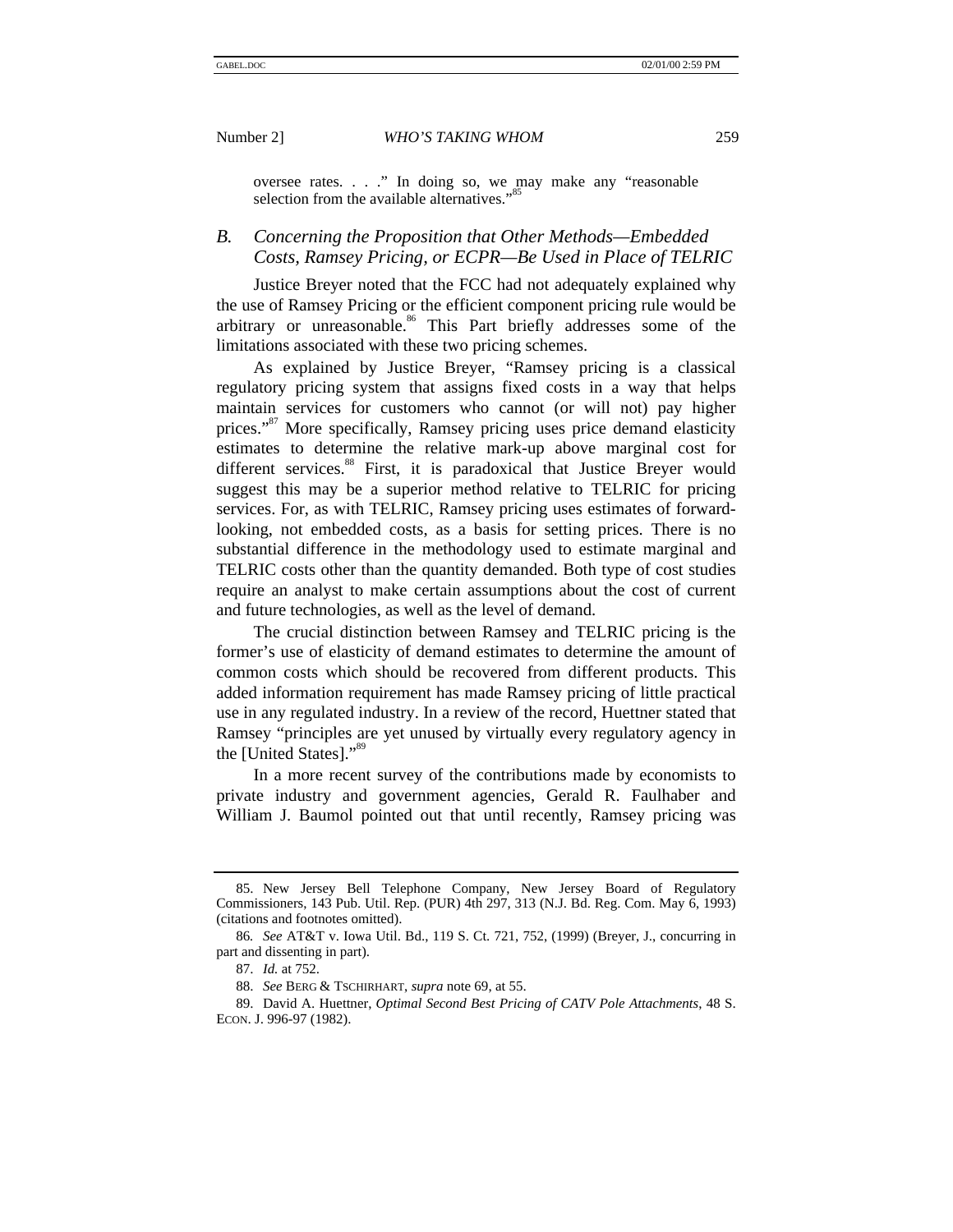oversee rates. . . ." In doing so, we may make any "reasonable selection from the available alternatives."[85]

### B. *Concerning the Proposition that Other Methods—Embedded Costs, Ramsey Pricing, or ECPR—Be Used in Place of TELRIC*

Justice Breyer noted that the FCC had not adequately explained why the use of Ramsey Pricing or the efficient component pricing rule would be arbitrary or unreasonable.[86] This Part briefly addresses some of the limitations associated with these two pricing schemes.

As explained by Justice Breyer, "Ramsey pricing is a classical regulatory pricing system that assigns fixed costs in a way that helps maintain services for customers who cannot (or will not) pay higher prices."[87] More specifically, Ramsey pricing uses price demand elasticity estimates to determine the relative mark-up above marginal cost for different services.[88] First, it is paradoxical that Justice Breyer would suggest this may be a superior method relative to TELRIC for pricing services. For, as with TELRIC, Ramsey pricing uses estimates of forward-looking, not embedded costs, as a basis for setting prices. There is no substantial difference in the methodology used to estimate marginal and TELRIC costs other than the quantity demanded. Both type of cost studies require an analyst to make certain assumptions about the cost of current and future technologies, as well as the level of demand.

The crucial distinction between Ramsey and TELRIC pricing is the former's use of elasticity of demand estimates to determine the amount of common costs which should be recovered from different products. This added information requirement has made Ramsey pricing of little practical use in any regulated industry. In a review of the record, Huettner stated that Ramsey "principles are yet unused by virtually every regulatory agency in the [United States]."[89]

In a more recent survey of the contributions made by economists to private industry and government agencies, Gerald R. Faulhaber and William J. Baumol pointed out that until recently, Ramsey pricing was

---

85. New Jersey Bell Telephone Company, New Jersey Board of Regulatory Commissioners, 143 Pub. Util. Rep. (PUR) 4th 297, 313 (N.J. Bd. Reg. Com. May 6, 1993) (citations and footnotes omitted).

86. *See* AT&T v. Iowa Util. Bd., 119 S. Ct. 721, 752, (1999) (Breyer, J., concurring in part and dissenting in part).

87. *Id.* at 752.

88. *See* BERG & TSCHIRHART, *supra* note 69, at 55.

89. David A. Huettner, *Optimal Second Best Pricing of CATV Pole Attachments*, 48 S. ECON. J. 996-97 (1982).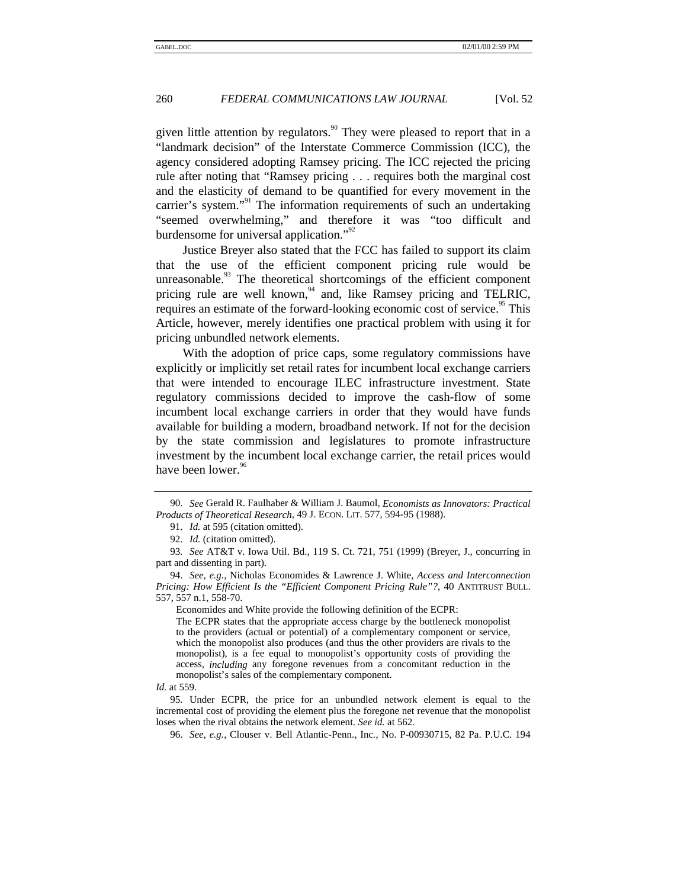given little attention by regulators.[90] They were pleased to report that in a "landmark decision" of the Interstate Commerce Commission (ICC), the agency considered adopting Ramsey pricing. The ICC rejected the pricing rule after noting that "Ramsey pricing . . . requires both the marginal cost and the elasticity of demand to be quantified for every movement in the carrier's system."[91] The information requirements of such an undertaking "seemed overwhelming," and therefore it was "too difficult and burdensome for universal application."[92]

Justice Breyer also stated that the FCC has failed to support its claim that the use of the efficient component pricing rule would be unreasonable.[93] The theoretical shortcomings of the efficient component pricing rule are well known,[94] and, like Ramsey pricing and TELRIC, requires an estimate of the forward-looking economic cost of service.[95] This Article, however, merely identifies one practical problem with using it for pricing unbundled network elements.

With the adoption of price caps, some regulatory commissions have explicitly or implicitly set retail rates for incumbent local exchange carriers that were intended to encourage ILEC infrastructure investment. State regulatory commissions decided to improve the cash-flow of some incumbent local exchange carriers in order that they would have funds available for building a modern, broadband network. If not for the decision by the state commission and legislatures to promote infrastructure investment by the incumbent local exchange carrier, the retail prices would have been lower.[96]

---

90. *See* Gerald R. Faulhaber & William J. Baumol, *Economists as Innovators: Practical Products of Theoretical Research,* 49 J. ECON. LIT. 577, 594-95 (1988).

91. *Id.* at 595 (citation omitted).

92. *Id.* (citation omitted).

93. *See* AT&T v. Iowa Util. Bd., 119 S. Ct. 721, 751 (1999) (Breyer, J., concurring in part and dissenting in part).

94. *See, e.g.*, Nicholas Economides & Lawrence J. White, *Access and Interconnection Pricing: How Efficient Is the "Efficient Component Pricing Rule"?*, 40 ANTITRUST BULL. 557, 557 n.1, 558-70.

Economides and White provide the following definition of the ECPR:

> The ECPR states that the appropriate access charge by the bottleneck monopolist to the providers (actual or potential) of a complementary component or service, which the monopolist also produces (and thus the other providers are rivals to the monopolist), is a fee equal to monopolist's opportunity costs of providing the access, *including* any foregone revenues from a concomitant reduction in the monopolist's sales of the complementary component.

*Id.* at 559.

95. Under ECPR, the price for an unbundled network element is equal to the incremental cost of providing the element plus the foregone net revenue that the monopolist loses when the rival obtains the network element. *See id.* at 562.

96. *See, e.g.*, Clouser v. Bell Atlantic-Penn., Inc., No. P-00930715, 82 Pa. P.U.C. 194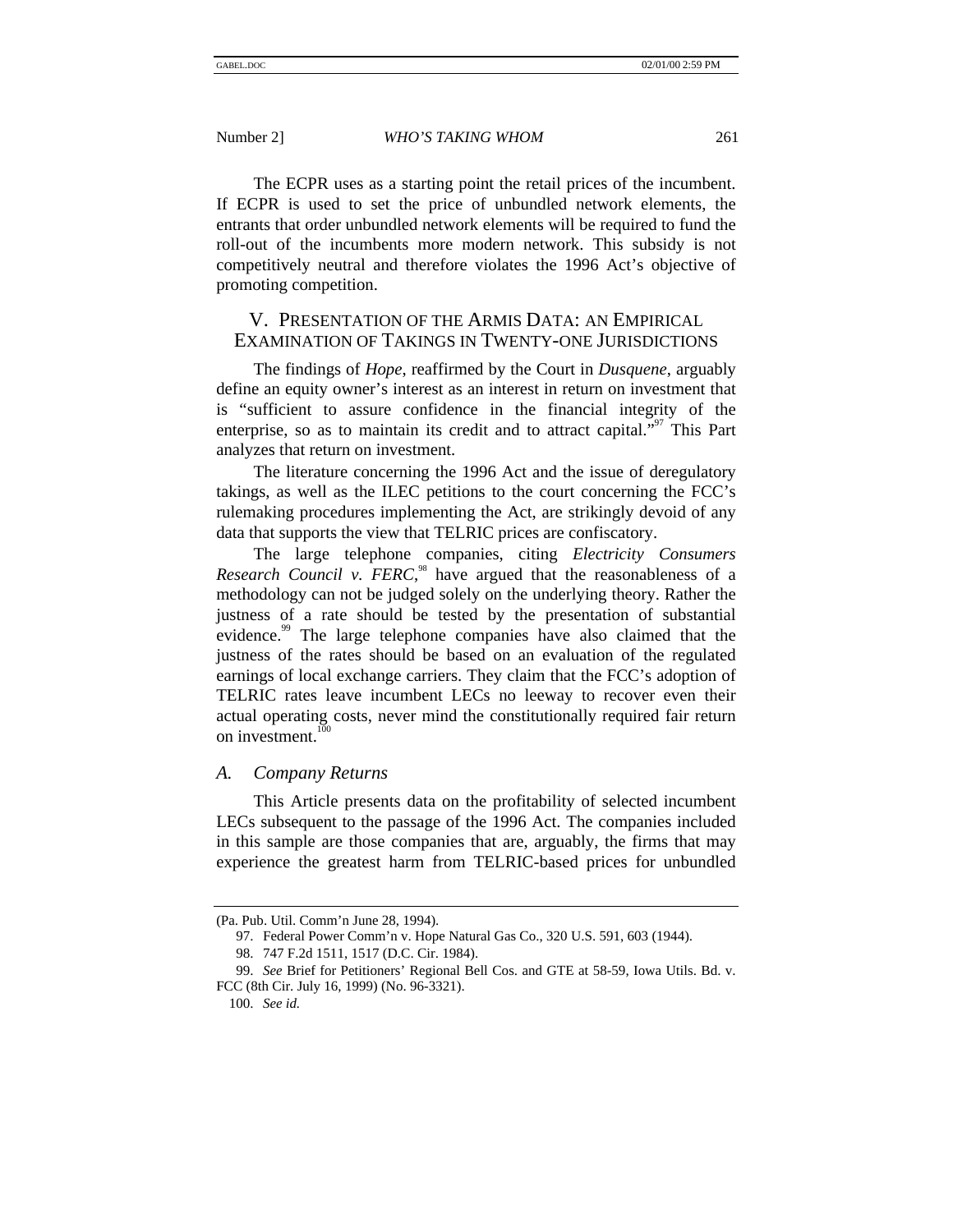The ECPR uses as a starting point the retail prices of the incumbent. If ECPR is used to set the price of unbundled network elements, the entrants that order unbundled network elements will be required to fund the roll-out of the incumbents more modern network. This subsidy is not competitively neutral and therefore violates the 1996 Act's objective of promoting competition.

## V. PRESENTATION OF THE ARMIS DATA: AN EMPIRICAL EXAMINATION OF TAKINGS IN TWENTY-ONE JURISDICTIONS

The findings of *Hope*, reaffirmed by the Court in *Dusquene*, arguably define an equity owner's interest as an interest in return on investment that is "sufficient to assure confidence in the financial integrity of the enterprise, so as to maintain its credit and to attract capital."[97] This Part analyzes that return on investment.

The literature concerning the 1996 Act and the issue of deregulatory takings, as well as the ILEC petitions to the court concerning the FCC's rulemaking procedures implementing the Act, are strikingly devoid of any data that supports the view that TELRIC prices are confiscatory.

The large telephone companies, citing *Electricity Consumers Research Council v. FERC*,[98] have argued that the reasonableness of a methodology can not be judged solely on the underlying theory. Rather the justness of a rate should be tested by the presentation of substantial evidence.[99] The large telephone companies have also claimed that the justness of the rates should be based on an evaluation of the regulated earnings of local exchange carriers. They claim that the FCC's adoption of TELRIC rates leave incumbent LECs no leeway to recover even their actual operating costs, never mind the constitutionally required fair return on investment.[100]

### A. Company Returns

This Article presents data on the profitability of selected incumbent LECs subsequent to the passage of the 1996 Act. The companies included in this sample are those companies that are, arguably, the firms that may experience the greatest harm from TELRIC-based prices for unbundled

---

(Pa. Pub. Util. Comm'n June 28, 1994).

97. Federal Power Comm'n v. Hope Natural Gas Co., 320 U.S. 591, 603 (1944).

98. 747 F.2d 1511, 1517 (D.C. Cir. 1984).

99. *See* Brief for Petitioners' Regional Bell Cos. and GTE at 58-59, Iowa Utils. Bd. v. FCC (8th Cir. July 16, 1999) (No. 96-3321).

100. *See id.*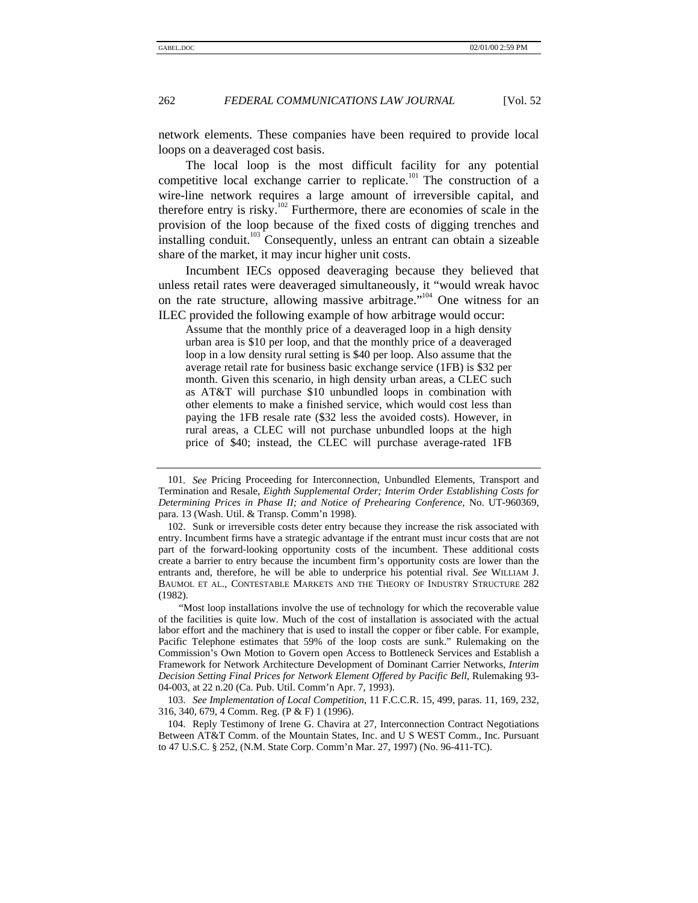network elements. These companies have been required to provide local loops on a deaveraged cost basis.

The local loop is the most difficult facility for any potential competitive local exchange carrier to replicate.[101] The construction of a wire-line network requires a large amount of irreversible capital, and therefore entry is risky.[102] Furthermore, there are economies of scale in the provision of the loop because of the fixed costs of digging trenches and installing conduit.[103] Consequently, unless an entrant can obtain a sizeable share of the market, it may incur higher unit costs.

Incumbent IECs opposed deaveraging because they believed that unless retail rates were deaveraged simultaneously, it "would wreak havoc on the rate structure, allowing massive arbitrage."[104] One witness for an ILEC provided the following example of how arbitrage would occur:

> Assume that the monthly price of a deaveraged loop in a high density urban area is $10 per loop, and that the monthly price of a deaveraged loop in a low density rural setting is $40 per loop. Also assume that the average retail rate for business basic exchange service (1FB) is $32 per month. Given this scenario, in high density urban areas, a CLEC such as AT&T will purchase $10 unbundled loops in combination with other elements to make a finished service, which would cost less than paying the 1FB resale rate ($32 less the avoided costs). However, in rural areas, a CLEC will not purchase unbundled loops at the high price of $40; instead, the CLEC will purchase average-rated 1FB

---

101. *See* Pricing Proceeding for Interconnection, Unbundled Elements, Transport and Termination and Resale, *Eighth Supplemental Order; Interim Order Establishing Costs for Determining Prices in Phase II; and Notice of Prehearing Conference*, No. UT-960369, para. 13 (Wash. Util. & Transp. Comm'n 1998).

102. Sunk or irreversible costs deter entry because they increase the risk associated with entry. Incumbent firms have a strategic advantage if the entrant must incur costs that are not part of the forward-looking opportunity costs of the incumbent. These additional costs create a barrier to entry because the incumbent firm's opportunity costs are lower than the entrants and, therefore, he will be able to underprice his potential rival. *See* WILLIAM J. BAUMOL ET AL., CONTESTABLE MARKETS AND THE THEORY OF INDUSTRY STRUCTURE 282 (1982).

"Most loop installations involve the use of technology for which the recoverable value of the facilities is quite low. Much of the cost of installation is associated with the actual labor effort and the machinery that is used to install the copper or fiber cable. For example, Pacific Telephone estimates that 59% of the loop costs are sunk." Rulemaking on the Commission's Own Motion to Govern open Access to Bottleneck Services and Establish a Framework for Network Architecture Development of Dominant Carrier Networks, *Interim Decision Setting Final Prices for Network Element Offered by Pacific Bell*, Rulemaking 93-04-003, at 22 n.20 (Ca. Pub. Util. Comm'n Apr. 7, 1993).

103. *See Implementation of Local Competition*, 11 F.C.C.R. 15, 499, paras. 11, 169, 232, 316, 340, 679, 4 Comm. Reg. (P & F) 1 (1996).

104. Reply Testimony of Irene G. Chavira at 27, Interconnection Contract Negotiations Between AT&T Comm. of the Mountain States, Inc. and U S WEST Comm., Inc. Pursuant to 47 U.S.C. § 252, (N.M. State Corp. Comm'n Mar. 27, 1997) (No. 96-411-TC).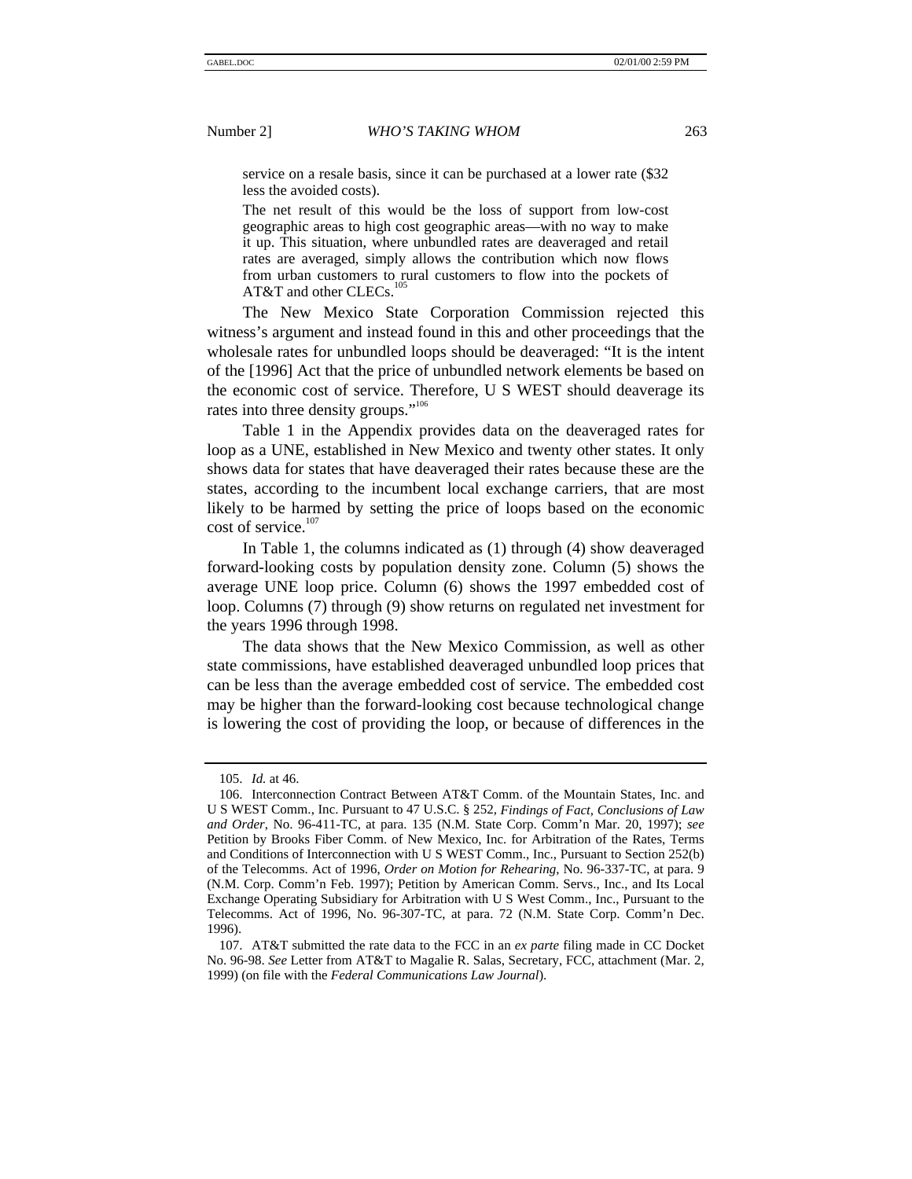> service on a resale basis, since it can be purchased at a lower rate ($32 less the avoided costs).
>
> The net result of this would be the loss of support from low-cost geographic areas to high cost geographic areas—with no way to make it up. This situation, where unbundled rates are deaveraged and retail rates are averaged, simply allows the contribution which now flows from urban customers to rural customers to flow into the pockets of AT&T and other CLECs.[105]

The New Mexico State Corporation Commission rejected this witness's argument and instead found in this and other proceedings that the wholesale rates for unbundled loops should be deaveraged: "It is the intent of the [1996] Act that the price of unbundled network elements be based on the economic cost of service. Therefore, U S WEST should deaverage its rates into three density groups."[106]

Table 1 in the Appendix provides data on the deaveraged rates for loop as a UNE, established in New Mexico and twenty other states. It only shows data for states that have deaveraged their rates because these are the states, according to the incumbent local exchange carriers, that are most likely to be harmed by setting the price of loops based on the economic cost of service.[107]

In Table 1, the columns indicated as (1) through (4) show deaveraged forward-looking costs by population density zone. Column (5) shows the average UNE loop price. Column (6) shows the 1997 embedded cost of loop. Columns (7) through (9) show returns on regulated net investment for the years 1996 through 1998.

The data shows that the New Mexico Commission, as well as other state commissions, have established deaveraged unbundled loop prices that can be less than the average embedded cost of service. The embedded cost may be higher than the forward-looking cost because technological change is lowering the cost of providing the loop, or because of differences in the

---

105. *Id.* at 46.

106. Interconnection Contract Between AT&T Comm. of the Mountain States, Inc. and U S WEST Comm., Inc. Pursuant to 47 U.S.C. § 252, *Findings of Fact, Conclusions of Law and Order*, No. 96-411-TC, at para. 135 (N.M. State Corp. Comm'n Mar. 20, 1997); *see* Petition by Brooks Fiber Comm. of New Mexico, Inc. for Arbitration of the Rates, Terms and Conditions of Interconnection with U S WEST Comm., Inc., Pursuant to Section 252(b) of the Telecomms. Act of 1996, *Order on Motion for Rehearing*, No. 96-337-TC, at para. 9 (N.M. Corp. Comm'n Feb. 1997); Petition by American Comm. Servs., Inc., and Its Local Exchange Operating Subsidiary for Arbitration with U S West Comm., Inc., Pursuant to the Telecomms. Act of 1996, No. 96-307-TC, at para. 72 (N.M. State Corp. Comm'n Dec. 1996).

107. AT&T submitted the rate data to the FCC in an *ex parte* filing made in CC Docket No. 96-98. *See* Letter from AT&T to Magalie R. Salas, Secretary, FCC, attachment (Mar. 2, 1999) (on file with the *Federal Communications Law Journal*).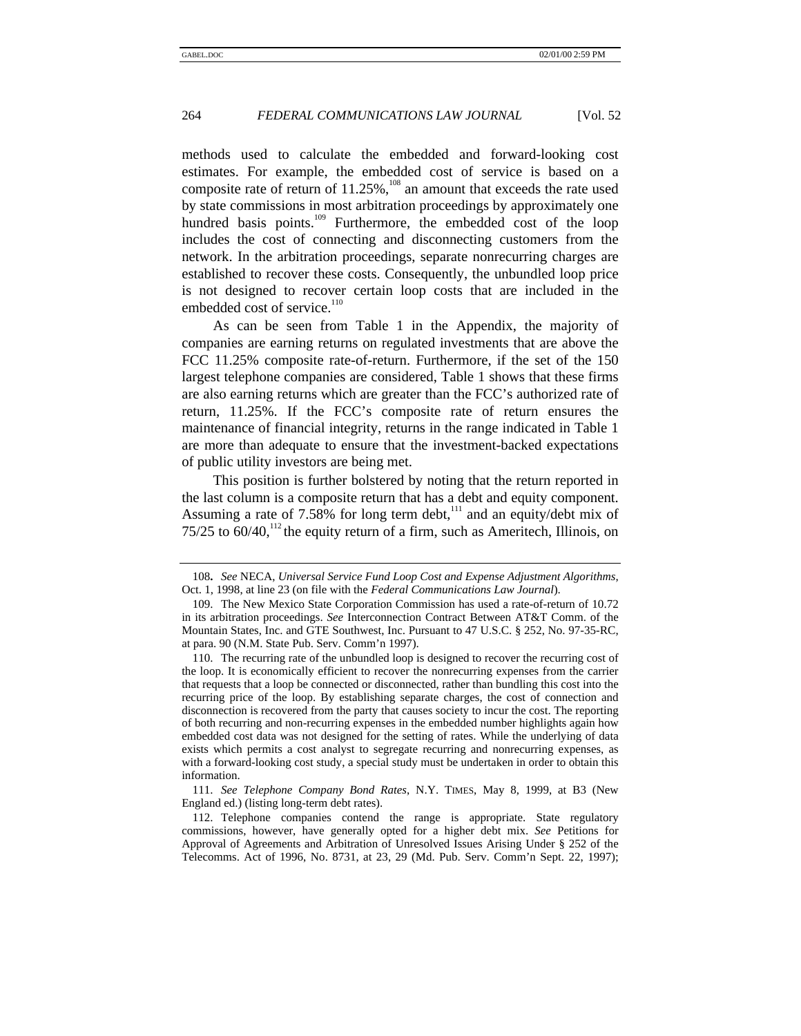methods used to calculate the embedded and forward-looking cost estimates. For example, the embedded cost of service is based on a composite rate of return of 11.25%,[108] an amount that exceeds the rate used by state commissions in most arbitration proceedings by approximately one hundred basis points.[109] Furthermore, the embedded cost of the loop includes the cost of connecting and disconnecting customers from the network. In the arbitration proceedings, separate nonrecurring charges are established to recover these costs. Consequently, the unbundled loop price is not designed to recover certain loop costs that are included in the embedded cost of service.[110]

As can be seen from Table 1 in the Appendix, the majority of companies are earning returns on regulated investments that are above the FCC 11.25% composite rate-of-return. Furthermore, if the set of the 150 largest telephone companies are considered, Table 1 shows that these firms are also earning returns which are greater than the FCC's authorized rate of return, 11.25%. If the FCC's composite rate of return ensures the maintenance of financial integrity, returns in the range indicated in Table 1 are more than adequate to ensure that the investment-backed expectations of public utility investors are being met.

This position is further bolstered by noting that the return reported in the last column is a composite return that has a debt and equity component. Assuming a rate of 7.58% for long term debt,[111] and an equity/debt mix of 75/25 to 60/40,[112] the equity return of a firm, such as Ameritech, Illinois, on

---

108. *See* NECA, *Universal Service Fund Loop Cost and Expense Adjustment Algorithms*, Oct. 1, 1998, at line 23 (on file with the *Federal Communications Law Journal*).

109. The New Mexico State Corporation Commission has used a rate-of-return of 10.72 in its arbitration proceedings. *See* Interconnection Contract Between AT&T Comm. of the Mountain States, Inc. and GTE Southwest, Inc. Pursuant to 47 U.S.C. § 252, No. 97-35-RC, at para. 90 (N.M. State Pub. Serv. Comm'n 1997).

110. The recurring rate of the unbundled loop is designed to recover the recurring cost of the loop. It is economically efficient to recover the nonrecurring expenses from the carrier that requests that a loop be connected or disconnected, rather than bundling this cost into the recurring price of the loop. By establishing separate charges, the cost of connection and disconnection is recovered from the party that causes society to incur the cost. The reporting of both recurring and non-recurring expenses in the embedded number highlights again how embedded cost data was not designed for the setting of rates. While the underlying of data exists which permits a cost analyst to segregate recurring and nonrecurring expenses, as with a forward-looking cost study, a special study must be undertaken in order to obtain this information.

111. *See Telephone Company Bond Rates*, N.Y. TIMES, May 8, 1999, at B3 (New England ed.) (listing long-term debt rates).

112. Telephone companies contend the range is appropriate. State regulatory commissions, however, have generally opted for a higher debt mix. *See* Petitions for Approval of Agreements and Arbitration of Unresolved Issues Arising Under § 252 of the Telecomms. Act of 1996, No. 8731, at 23, 29 (Md. Pub. Serv. Comm'n Sept. 22, 1997);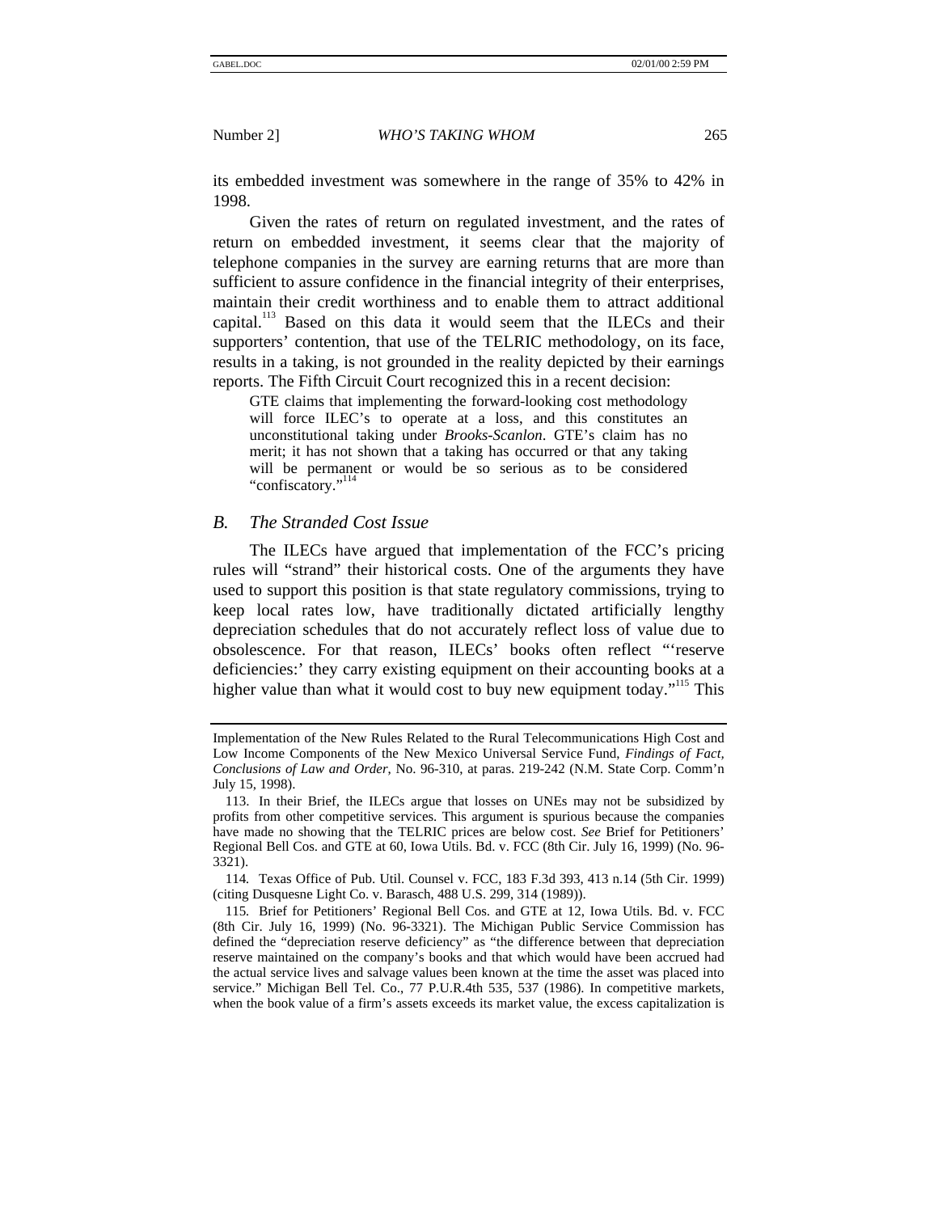its embedded investment was somewhere in the range of 35% to 42% in 1998.

Given the rates of return on regulated investment, and the rates of return on embedded investment, it seems clear that the majority of telephone companies in the survey are earning returns that are more than sufficient to assure confidence in the financial integrity of their enterprises, maintain their credit worthiness and to enable them to attract additional capital.[113] Based on this data it would seem that the ILECs and their supporters' contention, that use of the TELRIC methodology, on its face, results in a taking, is not grounded in the reality depicted by their earnings reports. The Fifth Circuit Court recognized this in a recent decision:

> GTE claims that implementing the forward-looking cost methodology will force ILEC's to operate at a loss, and this constitutes an unconstitutional taking under *Brooks-Scanlon*. GTE's claim has no merit; it has not shown that a taking has occurred or that any taking will be permanent or would be so serious as to be considered "confiscatory."[114]

### *B. The Stranded Cost Issue*

The ILECs have argued that implementation of the FCC's pricing rules will "strand" their historical costs. One of the arguments they have used to support this position is that state regulatory commissions, trying to keep local rates low, have traditionally dictated artificially lengthy depreciation schedules that do not accurately reflect loss of value due to obsolescence. For that reason, ILECs' books often reflect "'reserve deficiencies:' they carry existing equipment on their accounting books at a higher value than what it would cost to buy new equipment today."[115] This

---

Implementation of the New Rules Related to the Rural Telecommunications High Cost and Low Income Components of the New Mexico Universal Service Fund, *Findings of Fact, Conclusions of Law and Order*, No. 96-310, at paras. 219-242 (N.M. State Corp. Comm'n July 15, 1998).

113. In their Brief, the ILECs argue that losses on UNEs may not be subsidized by profits from other competitive services. This argument is spurious because the companies have made no showing that the TELRIC prices are below cost. *See* Brief for Petitioners' Regional Bell Cos. and GTE at 60, Iowa Utils. Bd. v. FCC (8th Cir. July 16, 1999) (No. 96-3321).

114. Texas Office of Pub. Util. Counsel v. FCC, 183 F.3d 393, 413 n.14 (5th Cir. 1999) (citing Dusquesne Light Co. v. Barasch, 488 U.S. 299, 314 (1989)).

115. Brief for Petitioners' Regional Bell Cos. and GTE at 12, Iowa Utils. Bd. v. FCC (8th Cir. July 16, 1999) (No. 96-3321). The Michigan Public Service Commission has defined the "depreciation reserve deficiency" as "the difference between that depreciation reserve maintained on the company's books and that which would have been accrued had the actual service lives and salvage values been known at the time the asset was placed into service." Michigan Bell Tel. Co., 77 P.U.R.4th 535, 537 (1986). In competitive markets, when the book value of a firm's assets exceeds its market value, the excess capitalization is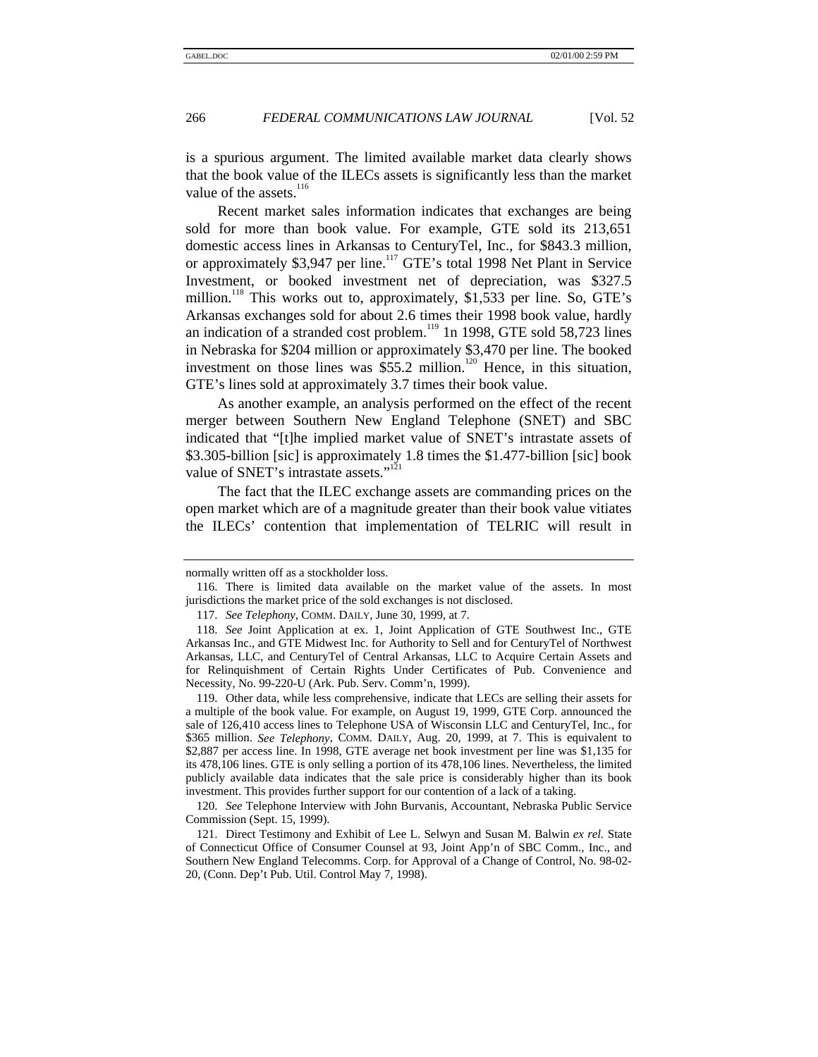is a spurious argument. The limited available market data clearly shows that the book value of the ILECs assets is significantly less than the market value of the assets.[116]

Recent market sales information indicates that exchanges are being sold for more than book value. For example, GTE sold its 213,651 domestic access lines in Arkansas to CenturyTel, Inc., for $843.3 million, or approximately $3,947 per line.[117] GTE's total 1998 Net Plant in Service Investment, or booked investment net of depreciation, was $327.5 million.[118] This works out to, approximately, $1,533 per line. So, GTE's Arkansas exchanges sold for about 2.6 times their 1998 book value, hardly an indication of a stranded cost problem.[119] 1n 1998, GTE sold 58,723 lines in Nebraska for $204 million or approximately $3,470 per line. The booked investment on those lines was $55.2 million.[120] Hence, in this situation, GTE's lines sold at approximately 3.7 times their book value.

As another example, an analysis performed on the effect of the recent merger between Southern New England Telephone (SNET) and SBC indicated that "[t]he implied market value of SNET's intrastate assets of $3.305-billion [sic] is approximately 1.8 times the $1.477-billion [sic] book value of SNET's intrastate assets."[121]

The fact that the ILEC exchange assets are commanding prices on the open market which are of a magnitude greater than their book value vitiates the ILECs' contention that implementation of TELRIC will result in

---

normally written off as a stockholder loss.

116. There is limited data available on the market value of the assets. In most jurisdictions the market price of the sold exchanges is not disclosed.

117. *See Telephony*, COMM. DAILY, June 30, 1999, at 7.

118. *See* Joint Application at ex. 1, Joint Application of GTE Southwest Inc., GTE Arkansas Inc., and GTE Midwest Inc. for Authority to Sell and for CenturyTel of Northwest Arkansas, LLC, and CenturyTel of Central Arkansas, LLC to Acquire Certain Assets and for Relinquishment of Certain Rights Under Certificates of Pub. Convenience and Necessity, No. 99-220-U (Ark. Pub. Serv. Comm'n, 1999).

119. Other data, while less comprehensive, indicate that LECs are selling their assets for a multiple of the book value. For example, on August 19, 1999, GTE Corp. announced the sale of 126,410 access lines to Telephone USA of Wisconsin LLC and CenturyTel, Inc., for $365 million. *See Telephony*, COMM. DAILY, Aug. 20, 1999, at 7. This is equivalent to $2,887 per access line. In 1998, GTE average net book investment per line was $1,135 for its 478,106 lines. GTE is only selling a portion of its 478,106 lines. Nevertheless, the limited publicly available data indicates that the sale price is considerably higher than its book investment. This provides further support for our contention of a lack of a taking.

120. *See* Telephone Interview with John Burvanis, Accountant, Nebraska Public Service Commission (Sept. 15, 1999).

121. Direct Testimony and Exhibit of Lee L. Selwyn and Susan M. Balwin *ex rel.* State of Connecticut Office of Consumer Counsel at 93, Joint App'n of SBC Comm., Inc., and Southern New England Telecomms. Corp. for Approval of a Change of Control, No. 98-02-20, (Conn. Dep't Pub. Util. Control May 7, 1998).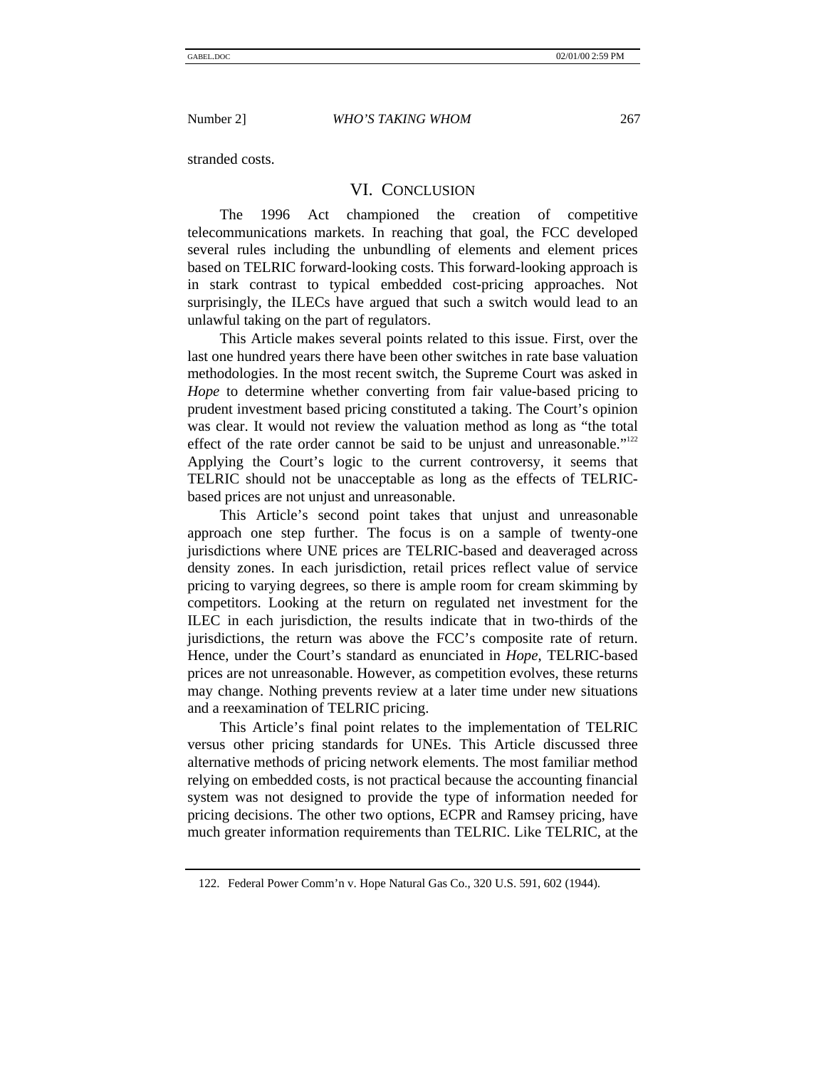stranded costs.

## VI. Conclusion

The 1996 Act championed the creation of competitive telecommunications markets. In reaching that goal, the FCC developed several rules including the unbundling of elements and element prices based on TELRIC forward-looking costs. This forward-looking approach is in stark contrast to typical embedded cost-pricing approaches. Not surprisingly, the ILECs have argued that such a switch would lead to an unlawful taking on the part of regulators.

This Article makes several points related to this issue. First, over the last one hundred years there have been other switches in rate base valuation methodologies. In the most recent switch, the Supreme Court was asked in *Hope* to determine whether converting from fair value-based pricing to prudent investment based pricing constituted a taking. The Court's opinion was clear. It would not review the valuation method as long as "the total effect of the rate order cannot be said to be unjust and unreasonable."[122] Applying the Court's logic to the current controversy, it seems that TELRIC should not be unacceptable as long as the effects of TELRIC-based prices are not unjust and unreasonable.

This Article's second point takes that unjust and unreasonable approach one step further. The focus is on a sample of twenty-one jurisdictions where UNE prices are TELRIC-based and deaveraged across density zones. In each jurisdiction, retail prices reflect value of service pricing to varying degrees, so there is ample room for cream skimming by competitors. Looking at the return on regulated net investment for the ILEC in each jurisdiction, the results indicate that in two-thirds of the jurisdictions, the return was above the FCC's composite rate of return. Hence, under the Court's standard as enunciated in *Hope*, TELRIC-based prices are not unreasonable. However, as competition evolves, these returns may change. Nothing prevents review at a later time under new situations and a reexamination of TELRIC pricing.

This Article's final point relates to the implementation of TELRIC versus other pricing standards for UNEs. This Article discussed three alternative methods of pricing network elements. The most familiar method relying on embedded costs, is not practical because the accounting financial system was not designed to provide the type of information needed for pricing decisions. The other two options, ECPR and Ramsey pricing, have much greater information requirements than TELRIC. Like TELRIC, at the

---

122. Federal Power Comm'n v. Hope Natural Gas Co., 320 U.S. 591, 602 (1944).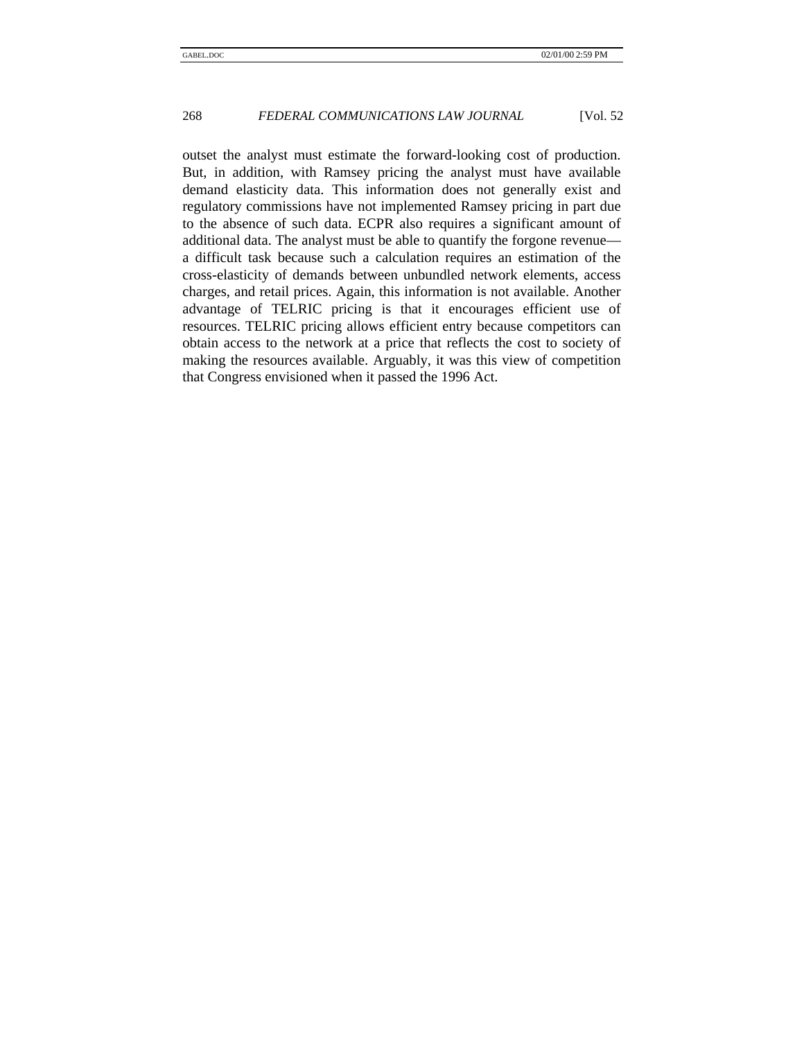outset the analyst must estimate the forward-looking cost of production. But, in addition, with Ramsey pricing the analyst must have available demand elasticity data. This information does not generally exist and regulatory commissions have not implemented Ramsey pricing in part due to the absence of such data. ECPR also requires a significant amount of additional data. The analyst must be able to quantify the forgone revenue—a difficult task because such a calculation requires an estimation of the cross-elasticity of demands between unbundled network elements, access charges, and retail prices. Again, this information is not available. Another advantage of TELRIC pricing is that it encourages efficient use of resources. TELRIC pricing allows efficient entry because competitors can obtain access to the network at a price that reflects the cost to society of making the resources available. Arguably, it was this view of competition that Congress envisioned when it passed the 1996 Act.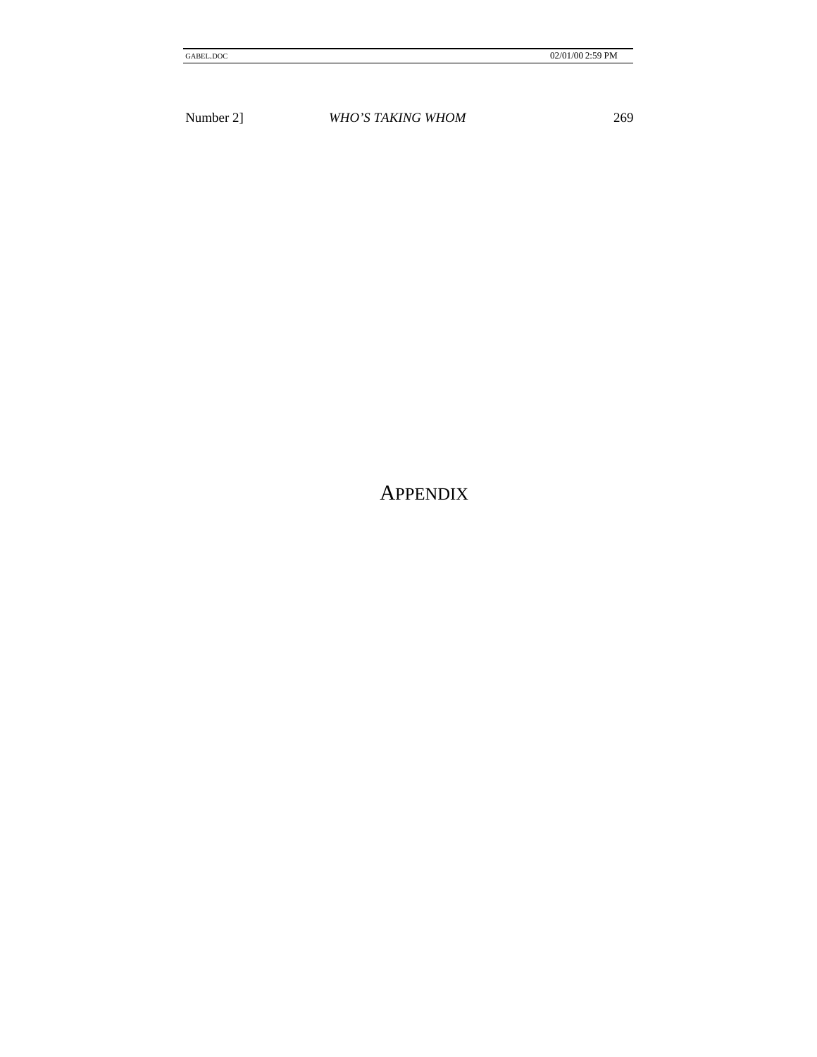# APPENDIX